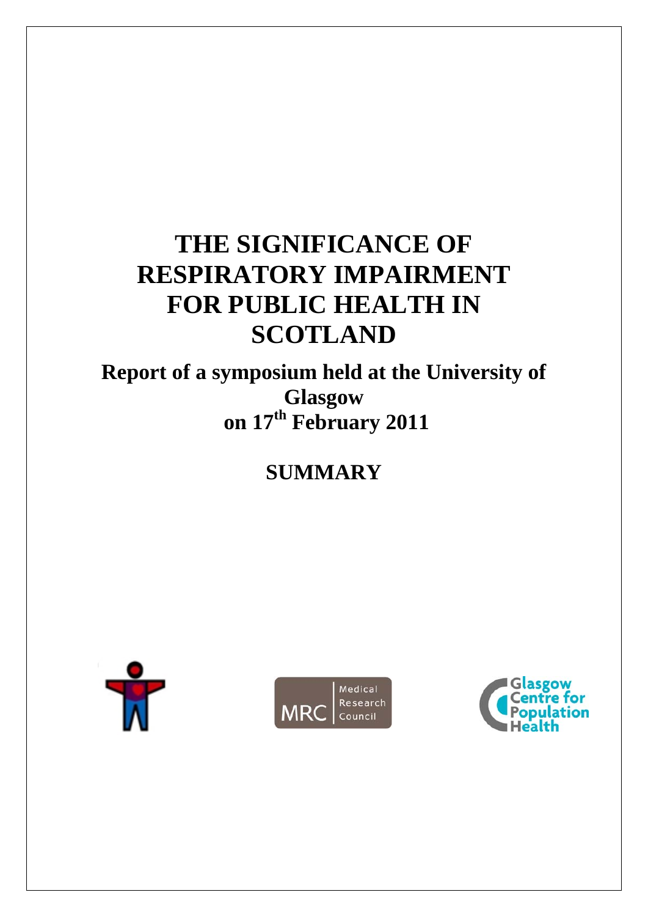# THE SIGNIFICANCE OF RESPIRATORY IMPAIRMENT FOR PUBLIC HEALTH IN SCOTLAND

## Report of a symposium held at the University of Glasgow on 17th February 2011

## SUMMARY

Medical Research Council

Glasgow Centre for Population Health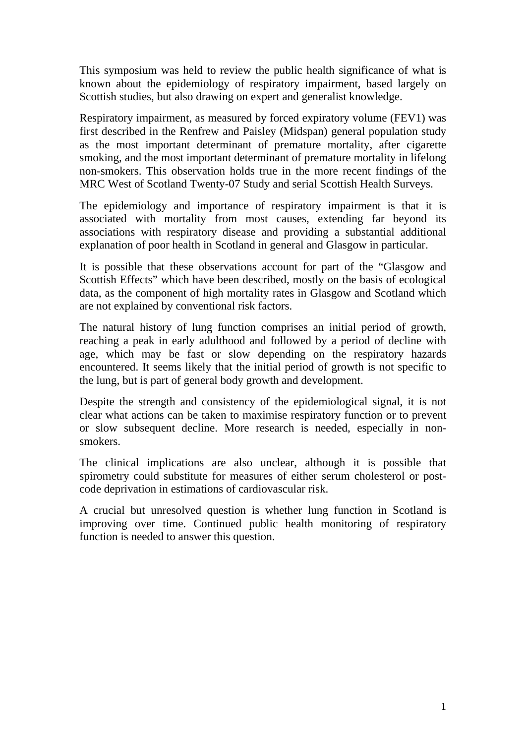This symposium was held to review the public health significance of what is known about the epidemiology of respiratory impairment, based largely on Scottish studies, but also drawing on expert and generalist knowledge.

Respiratory impairment, as measured by forced expiratory volume (FEV1) was first described in the Renfrew and Paisley (Midspan) general population study as the most important determinant of premature mortality, after cigarette smoking, and the most important determinant of premature mortality in lifelong non-smokers. This observation holds true in the more recent findings of the MRC West of Scotland Twenty-07 Study and serial Scottish Health Surveys.

The epidemiology and importance of respiratory impairment is that it is associated with mortality from most causes, extending far beyond its associations with respiratory disease and providing a substantial additional explanation of poor health in Scotland in general and Glasgow in particular.

It is possible that these observations account for part of the "Glasgow and Scottish Effects" which have been described, mostly on the basis of ecological data, as the component of high mortality rates in Glasgow and Scotland which are not explained by conventional risk factors.

The natural history of lung function comprises an initial period of growth, reaching a peak in early adulthood and followed by a period of decline with age, which may be fast or slow depending on the respiratory hazards encountered. It seems likely that the initial period of growth is not specific to the lung, but is part of general body growth and development.

Despite the strength and consistency of the epidemiological signal, it is not clear what actions can be taken to maximise respiratory function or to prevent or slow subsequent decline. More research is needed, especially in non-smokers.

The clinical implications are also unclear, although it is possible that spirometry could substitute for measures of either serum cholesterol or post-code deprivation in estimations of cardiovascular risk.

A crucial but unresolved question is whether lung function in Scotland is improving over time. Continued public health monitoring of respiratory function is needed to answer this question.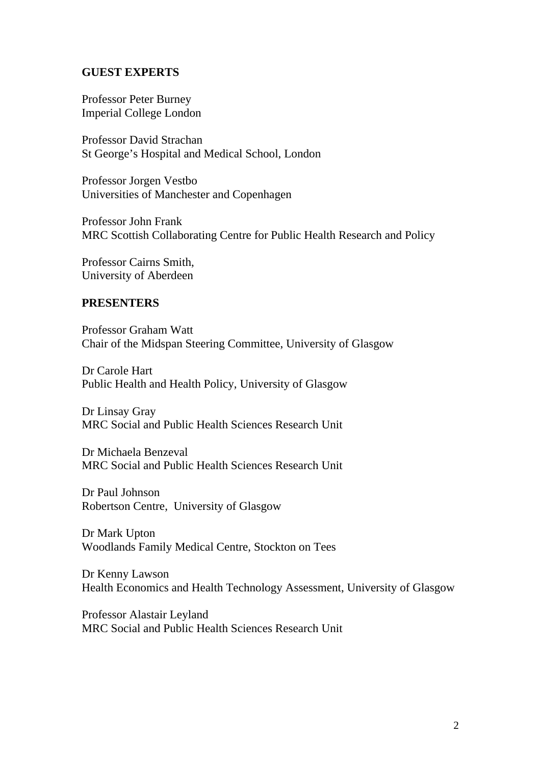## GUEST EXPERTS

Professor Peter Burney
Imperial College London

Professor David Strachan
St George's Hospital and Medical School, London

Professor Jorgen Vestbo
Universities of Manchester and Copenhagen

Professor John Frank
MRC Scottish Collaborating Centre for Public Health Research and Policy

Professor Cairns Smith,
University of Aberdeen

## PRESENTERS

Professor Graham Watt
Chair of the Midspan Steering Committee, University of Glasgow

Dr Carole Hart
Public Health and Health Policy, University of Glasgow

Dr Linsay Gray
MRC Social and Public Health Sciences Research Unit

Dr Michaela Benzeval
MRC Social and Public Health Sciences Research Unit

Dr Paul Johnson
Robertson Centre, University of Glasgow

Dr Mark Upton
Woodlands Family Medical Centre, Stockton on Tees

Dr Kenny Lawson
Health Economics and Health Technology Assessment, University of Glasgow

Professor Alastair Leyland
MRC Social and Public Health Sciences Research Unit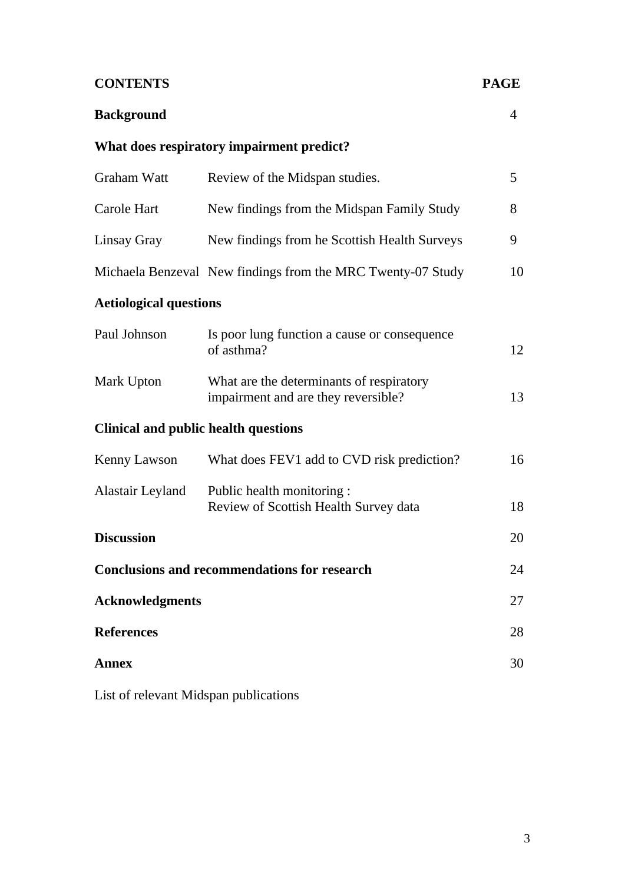| **CONTENTS** | | **PAGE** |
|---|---|---|
| **Background** | | 4 |
| **What does respiratory impairment predict?** | | |
| Graham Watt | Review of the Midspan studies. | 5 |
| Carole Hart | New findings from the Midspan Family Study | 8 |
| Linsay Gray | New findings from he Scottish Health Surveys | 9 |
| Michaela Benzeval | New findings from the MRC Twenty-07 Study | 10 |
| **Aetiological questions** | | |
| Paul Johnson | Is poor lung function a cause or consequence of asthma? | 12 |
| Mark Upton | What are the determinants of respiratory impairment and are they reversible? | 13 |
| **Clinical and public health questions** | | |
| Kenny Lawson | What does FEV1 add to CVD risk prediction? | 16 |
| Alastair Leyland | Public health monitoring : Review of Scottish Health Survey data | 18 |
| **Discussion** | | 20 |
| **Conclusions and recommendations for research** | | 24 |
| **Acknowledgments** | | 27 |
| **References** | | 28 |
| **Annex** | | 30 |

List of relevant Midspan publications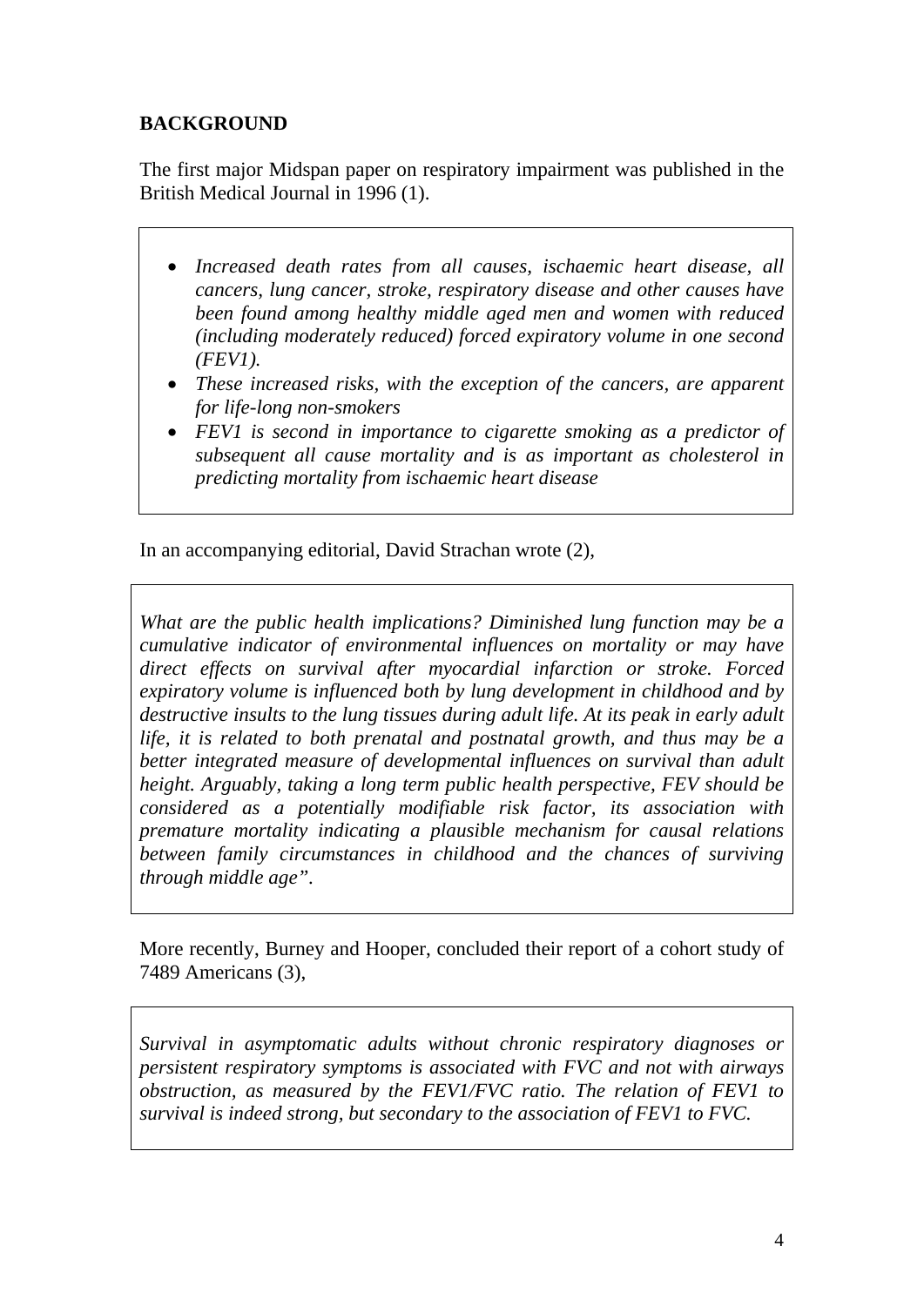## BACKGROUND

The first major Midspan paper on respiratory impairment was published in the British Medical Journal in 1996 (1).

- *Increased death rates from all causes, ischaemic heart disease, all cancers, lung cancer, stroke, respiratory disease and other causes have been found among healthy middle aged men and women with reduced (including moderately reduced) forced expiratory volume in one second (FEV1).*
- *These increased risks, with the exception of the cancers, are apparent for life-long non-smokers*
- *FEV1 is second in importance to cigarette smoking as a predictor of subsequent all cause mortality and is as important as cholesterol in predicting mortality from ischaemic heart disease*

In an accompanying editorial, David Strachan wrote (2),

> *What are the public health implications? Diminished lung function may be a cumulative indicator of environmental influences on mortality or may have direct effects on survival after myocardial infarction or stroke. Forced expiratory volume is influenced both by lung development in childhood and by destructive insults to the lung tissues during adult life. At its peak in early adult life, it is related to both prenatal and postnatal growth, and thus may be a better integrated measure of developmental influences on survival than adult height. Arguably, taking a long term public health perspective, FEV should be considered as a potentially modifiable risk factor, its association with premature mortality indicating a plausible mechanism for causal relations between family circumstances in childhood and the chances of surviving through middle age".*

More recently, Burney and Hooper, concluded their report of a cohort study of 7489 Americans (3),

> *Survival in asymptomatic adults without chronic respiratory diagnoses or persistent respiratory symptoms is associated with FVC and not with airways obstruction, as measured by the FEV1/FVC ratio. The relation of FEV1 to survival is indeed strong, but secondary to the association of FEV1 to FVC.*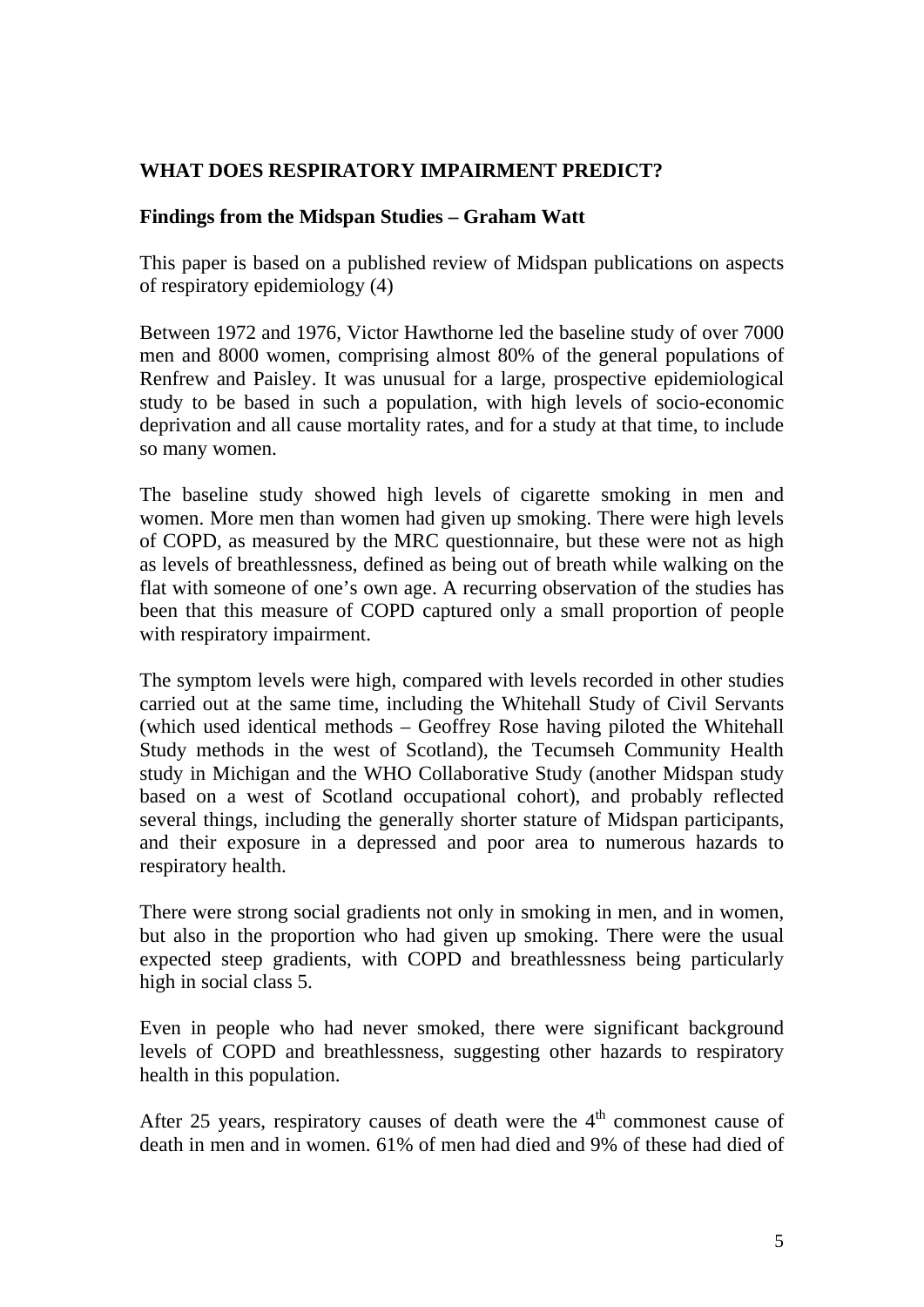## WHAT DOES RESPIRATORY IMPAIRMENT PREDICT?

### Findings from the Midspan Studies – Graham Watt

This paper is based on a published review of Midspan publications on aspects of respiratory epidemiology (4)

Between 1972 and 1976, Victor Hawthorne led the baseline study of over 7000 men and 8000 women, comprising almost 80% of the general populations of Renfrew and Paisley. It was unusual for a large, prospective epidemiological study to be based in such a population, with high levels of socio-economic deprivation and all cause mortality rates, and for a study at that time, to include so many women.

The baseline study showed high levels of cigarette smoking in men and women. More men than women had given up smoking. There were high levels of COPD, as measured by the MRC questionnaire, but these were not as high as levels of breathlessness, defined as being out of breath while walking on the flat with someone of one's own age. A recurring observation of the studies has been that this measure of COPD captured only a small proportion of people with respiratory impairment.

The symptom levels were high, compared with levels recorded in other studies carried out at the same time, including the Whitehall Study of Civil Servants (which used identical methods – Geoffrey Rose having piloted the Whitehall Study methods in the west of Scotland), the Tecumseh Community Health study in Michigan and the WHO Collaborative Study (another Midspan study based on a west of Scotland occupational cohort), and probably reflected several things, including the generally shorter stature of Midspan participants, and their exposure in a depressed and poor area to numerous hazards to respiratory health.

There were strong social gradients not only in smoking in men, and in women, but also in the proportion who had given up smoking. There were the usual expected steep gradients, with COPD and breathlessness being particularly high in social class 5.

Even in people who had never smoked, there were significant background levels of COPD and breathlessness, suggesting other hazards to respiratory health in this population.

After 25 years, respiratory causes of death were the 4th commonest cause of death in men and in women. 61% of men had died and 9% of these had died of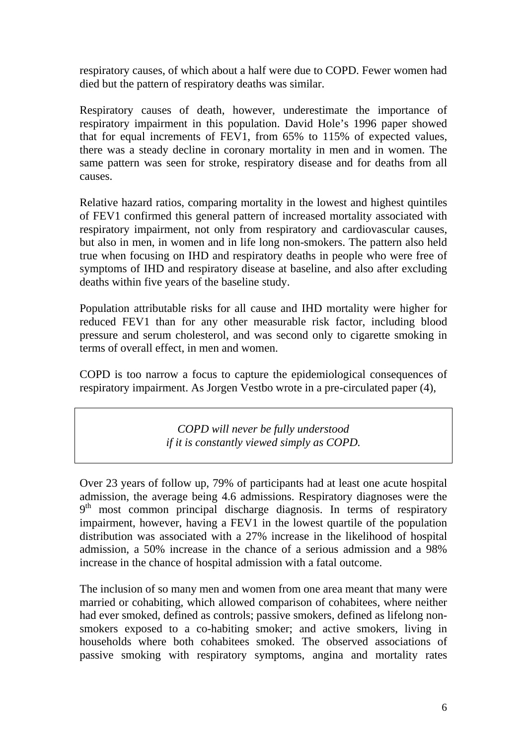respiratory causes, of which about a half were due to COPD. Fewer women had died but the pattern of respiratory deaths was similar.

Respiratory causes of death, however, underestimate the importance of respiratory impairment in this population. David Hole's 1996 paper showed that for equal increments of FEV1, from 65% to 115% of expected values, there was a steady decline in coronary mortality in men and in women. The same pattern was seen for stroke, respiratory disease and for deaths from all causes.

Relative hazard ratios, comparing mortality in the lowest and highest quintiles of FEV1 confirmed this general pattern of increased mortality associated with respiratory impairment, not only from respiratory and cardiovascular causes, but also in men, in women and in life long non-smokers. The pattern also held true when focusing on IHD and respiratory deaths in people who were free of symptoms of IHD and respiratory disease at baseline, and also after excluding deaths within five years of the baseline study.

Population attributable risks for all cause and IHD mortality were higher for reduced FEV1 than for any other measurable risk factor, including blood pressure and serum cholesterol, and was second only to cigarette smoking in terms of overall effect, in men and women.

COPD is too narrow a focus to capture the epidemiological consequences of respiratory impairment. As Jorgen Vestbo wrote in a pre-circulated paper (4),

> *COPD will never be fully understood*
> *if it is constantly viewed simply as COPD.*

Over 23 years of follow up, 79% of participants had at least one acute hospital admission, the average being 4.6 admissions. Respiratory diagnoses were the 9th most common principal discharge diagnosis. In terms of respiratory impairment, however, having a FEV1 in the lowest quartile of the population distribution was associated with a 27% increase in the likelihood of hospital admission, a 50% increase in the chance of a serious admission and a 98% increase in the chance of hospital admission with a fatal outcome.

The inclusion of so many men and women from one area meant that many were married or cohabiting, which allowed comparison of cohabitees, where neither had ever smoked, defined as controls; passive smokers, defined as lifelong non-smokers exposed to a co-habiting smoker; and active smokers, living in households where both cohabitees smoked. The observed associations of passive smoking with respiratory symptoms, angina and mortality rates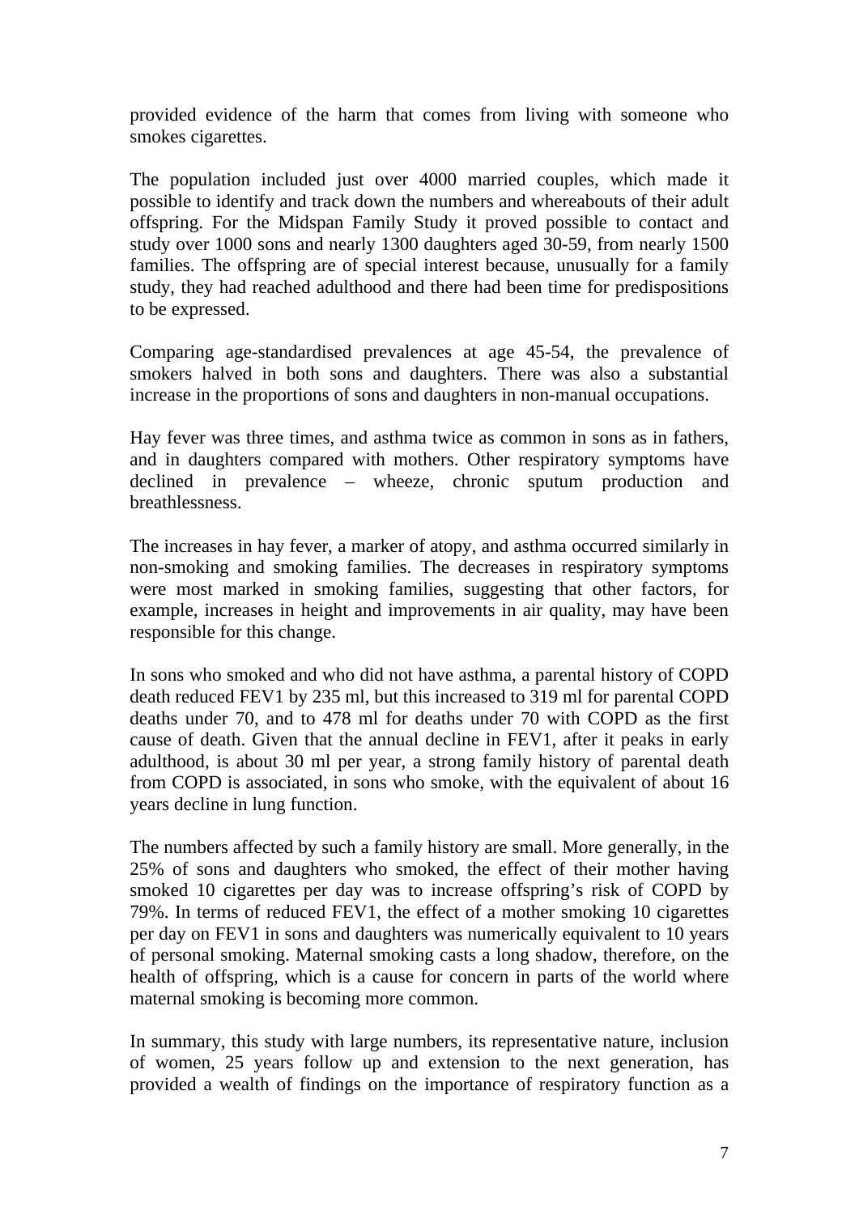provided evidence of the harm that comes from living with someone who smokes cigarettes.

The population included just over 4000 married couples, which made it possible to identify and track down the numbers and whereabouts of their adult offspring. For the Midspan Family Study it proved possible to contact and study over 1000 sons and nearly 1300 daughters aged 30-59, from nearly 1500 families. The offspring are of special interest because, unusually for a family study, they had reached adulthood and there had been time for predispositions to be expressed.

Comparing age-standardised prevalences at age 45-54, the prevalence of smokers halved in both sons and daughters. There was also a substantial increase in the proportions of sons and daughters in non-manual occupations.

Hay fever was three times, and asthma twice as common in sons as in fathers, and in daughters compared with mothers. Other respiratory symptoms have declined in prevalence – wheeze, chronic sputum production and breathlessness.

The increases in hay fever, a marker of atopy, and asthma occurred similarly in non-smoking and smoking families. The decreases in respiratory symptoms were most marked in smoking families, suggesting that other factors, for example, increases in height and improvements in air quality, may have been responsible for this change.

In sons who smoked and who did not have asthma, a parental history of COPD death reduced FEV1 by 235 ml, but this increased to 319 ml for parental COPD deaths under 70, and to 478 ml for deaths under 70 with COPD as the first cause of death. Given that the annual decline in FEV1, after it peaks in early adulthood, is about 30 ml per year, a strong family history of parental death from COPD is associated, in sons who smoke, with the equivalent of about 16 years decline in lung function.

The numbers affected by such a family history are small. More generally, in the 25% of sons and daughters who smoked, the effect of their mother having smoked 10 cigarettes per day was to increase offspring's risk of COPD by 79%. In terms of reduced FEV1, the effect of a mother smoking 10 cigarettes per day on FEV1 in sons and daughters was numerically equivalent to 10 years of personal smoking. Maternal smoking casts a long shadow, therefore, on the health of offspring, which is a cause for concern in parts of the world where maternal smoking is becoming more common.

In summary, this study with large numbers, its representative nature, inclusion of women, 25 years follow up and extension to the next generation, has provided a wealth of findings on the importance of respiratory function as a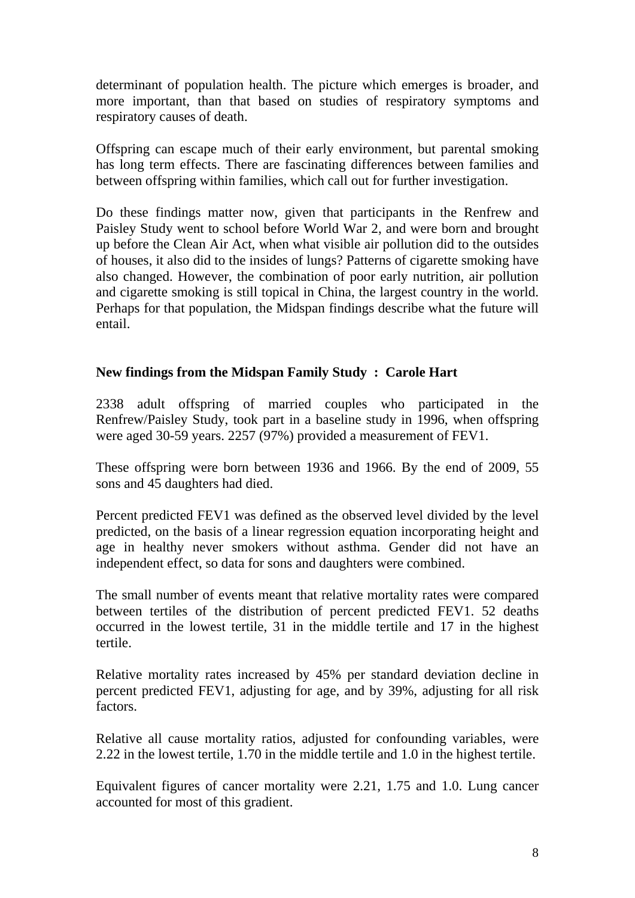determinant of population health. The picture which emerges is broader, and more important, than that based on studies of respiratory symptoms and respiratory causes of death.

Offspring can escape much of their early environment, but parental smoking has long term effects. There are fascinating differences between families and between offspring within families, which call out for further investigation.

Do these findings matter now, given that participants in the Renfrew and Paisley Study went to school before World War 2, and were born and brought up before the Clean Air Act, when what visible air pollution did to the outsides of houses, it also did to the insides of lungs? Patterns of cigarette smoking have also changed. However, the combination of poor early nutrition, air pollution and cigarette smoking is still topical in China, the largest country in the world. Perhaps for that population, the Midspan findings describe what the future will entail.

**New findings from the Midspan Family Study : Carole Hart**

2338 adult offspring of married couples who participated in the Renfrew/Paisley Study, took part in a baseline study in 1996, when offspring were aged 30-59 years. 2257 (97%) provided a measurement of FEV1.

These offspring were born between 1936 and 1966. By the end of 2009, 55 sons and 45 daughters had died.

Percent predicted FEV1 was defined as the observed level divided by the level predicted, on the basis of a linear regression equation incorporating height and age in healthy never smokers without asthma. Gender did not have an independent effect, so data for sons and daughters were combined.

The small number of events meant that relative mortality rates were compared between tertiles of the distribution of percent predicted FEV1. 52 deaths occurred in the lowest tertile, 31 in the middle tertile and 17 in the highest tertile.

Relative mortality rates increased by 45% per standard deviation decline in percent predicted FEV1, adjusting for age, and by 39%, adjusting for all risk factors.

Relative all cause mortality ratios, adjusted for confounding variables, were 2.22 in the lowest tertile, 1.70 in the middle tertile and 1.0 in the highest tertile.

Equivalent figures of cancer mortality were 2.21, 1.75 and 1.0. Lung cancer accounted for most of this gradient.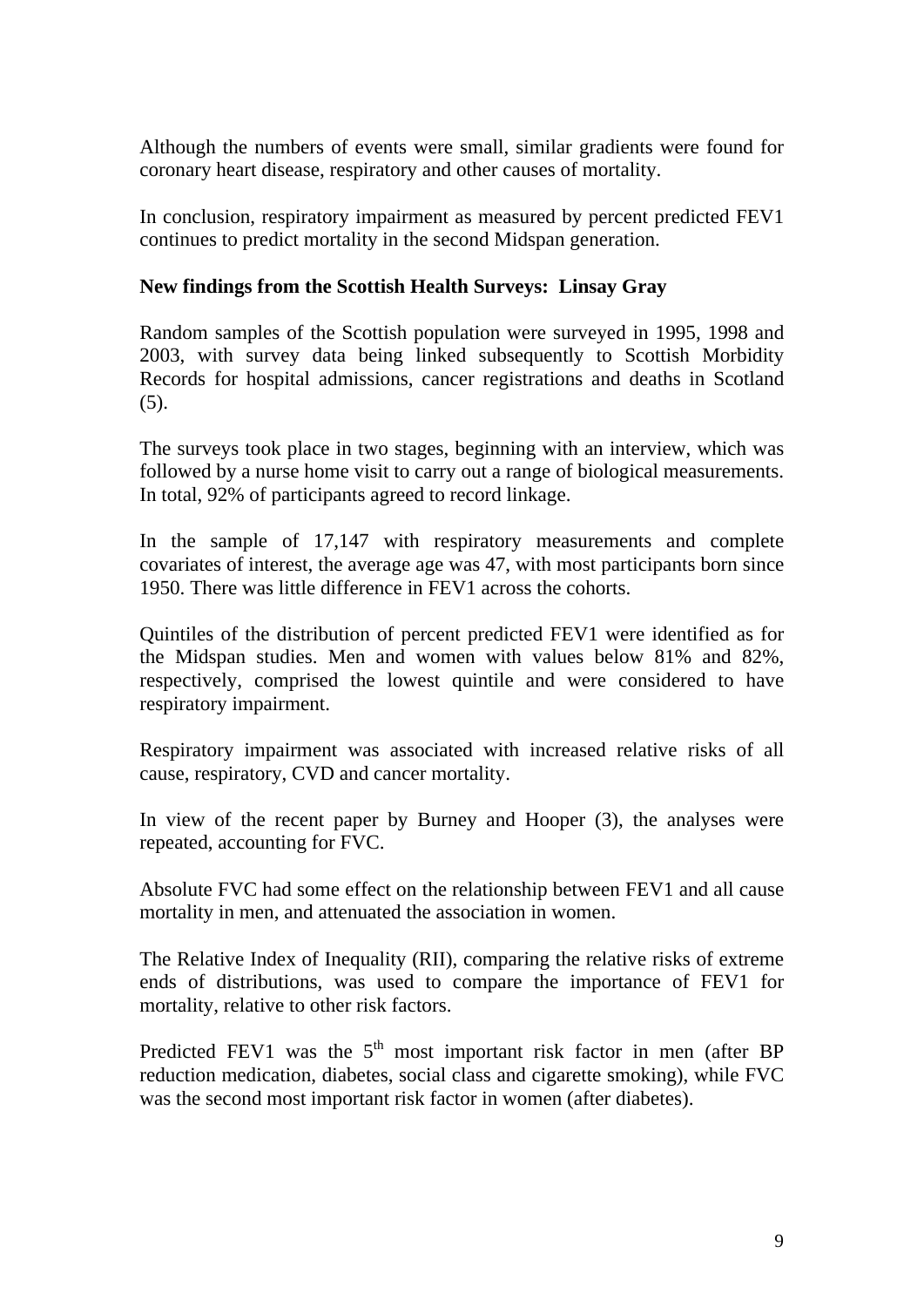Although the numbers of events were small, similar gradients were found for coronary heart disease, respiratory and other causes of mortality.

In conclusion, respiratory impairment as measured by percent predicted FEV1 continues to predict mortality in the second Midspan generation.

**New findings from the Scottish Health Surveys: Linsay Gray**

Random samples of the Scottish population were surveyed in 1995, 1998 and 2003, with survey data being linked subsequently to Scottish Morbidity Records for hospital admissions, cancer registrations and deaths in Scotland (5).

The surveys took place in two stages, beginning with an interview, which was followed by a nurse home visit to carry out a range of biological measurements. In total, 92% of participants agreed to record linkage.

In the sample of 17,147 with respiratory measurements and complete covariates of interest, the average age was 47, with most participants born since 1950. There was little difference in FEV1 across the cohorts.

Quintiles of the distribution of percent predicted FEV1 were identified as for the Midspan studies. Men and women with values below 81% and 82%, respectively, comprised the lowest quintile and were considered to have respiratory impairment.

Respiratory impairment was associated with increased relative risks of all cause, respiratory, CVD and cancer mortality.

In view of the recent paper by Burney and Hooper (3), the analyses were repeated, accounting for FVC.

Absolute FVC had some effect on the relationship between FEV1 and all cause mortality in men, and attenuated the association in women.

The Relative Index of Inequality (RII), comparing the relative risks of extreme ends of distributions, was used to compare the importance of FEV1 for mortality, relative to other risk factors.

Predicted FEV1 was the 5$^{th}$ most important risk factor in men (after BP reduction medication, diabetes, social class and cigarette smoking), while FVC was the second most important risk factor in women (after diabetes).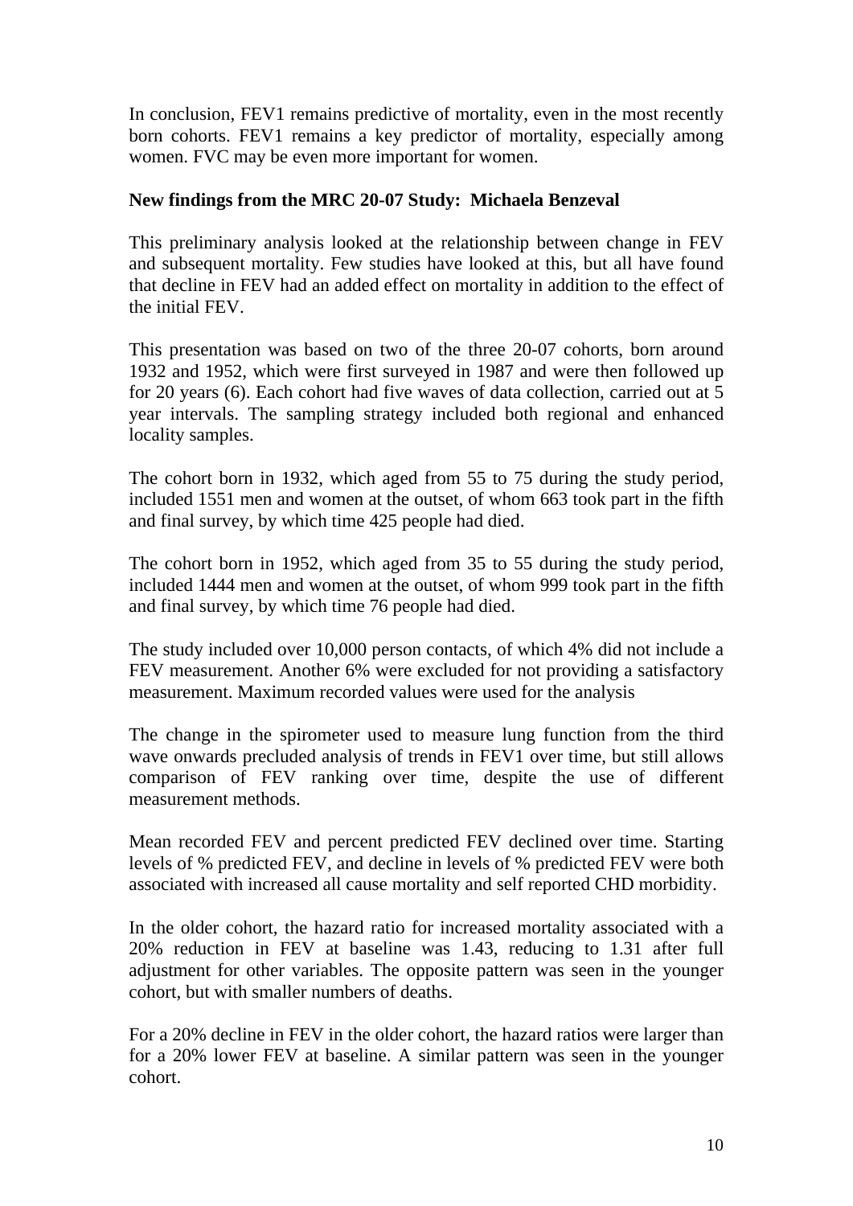In conclusion, FEV1 remains predictive of mortality, even in the most recently born cohorts. FEV1 remains a key predictor of mortality, especially among women. FVC may be even more important for women.

**New findings from the MRC 20-07 Study: Michaela Benzeval**

This preliminary analysis looked at the relationship between change in FEV and subsequent mortality. Few studies have looked at this, but all have found that decline in FEV had an added effect on mortality in addition to the effect of the initial FEV.

This presentation was based on two of the three 20-07 cohorts, born around 1932 and 1952, which were first surveyed in 1987 and were then followed up for 20 years (6). Each cohort had five waves of data collection, carried out at 5 year intervals. The sampling strategy included both regional and enhanced locality samples.

The cohort born in 1932, which aged from 55 to 75 during the study period, included 1551 men and women at the outset, of whom 663 took part in the fifth and final survey, by which time 425 people had died.

The cohort born in 1952, which aged from 35 to 55 during the study period, included 1444 men and women at the outset, of whom 999 took part in the fifth and final survey, by which time 76 people had died.

The study included over 10,000 person contacts, of which 4% did not include a FEV measurement. Another 6% were excluded for not providing a satisfactory measurement. Maximum recorded values were used for the analysis

The change in the spirometer used to measure lung function from the third wave onwards precluded analysis of trends in FEV1 over time, but still allows comparison of FEV ranking over time, despite the use of different measurement methods.

Mean recorded FEV and percent predicted FEV declined over time. Starting levels of % predicted FEV, and decline in levels of % predicted FEV were both associated with increased all cause mortality and self reported CHD morbidity.

In the older cohort, the hazard ratio for increased mortality associated with a 20% reduction in FEV at baseline was 1.43, reducing to 1.31 after full adjustment for other variables. The opposite pattern was seen in the younger cohort, but with smaller numbers of deaths.

For a 20% decline in FEV in the older cohort, the hazard ratios were larger than for a 20% lower FEV at baseline. A similar pattern was seen in the younger cohort.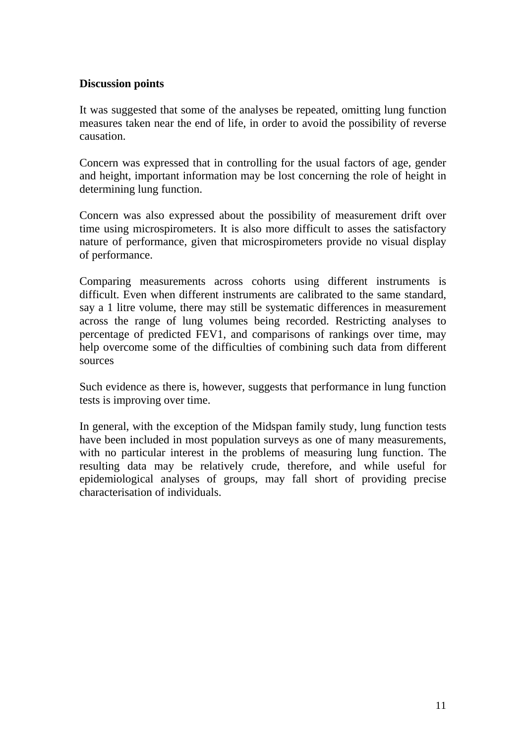**Discussion points**

It was suggested that some of the analyses be repeated, omitting lung function measures taken near the end of life, in order to avoid the possibility of reverse causation.

Concern was expressed that in controlling for the usual factors of age, gender and height, important information may be lost concerning the role of height in determining lung function.

Concern was also expressed about the possibility of measurement drift over time using microspirometers. It is also more difficult to asses the satisfactory nature of performance, given that microspirometers provide no visual display of performance.

Comparing measurements across cohorts using different instruments is difficult. Even when different instruments are calibrated to the same standard, say a 1 litre volume, there may still be systematic differences in measurement across the range of lung volumes being recorded. Restricting analyses to percentage of predicted FEV1, and comparisons of rankings over time, may help overcome some of the difficulties of combining such data from different sources

Such evidence as there is, however, suggests that performance in lung function tests is improving over time.

In general, with the exception of the Midspan family study, lung function tests have been included in most population surveys as one of many measurements, with no particular interest in the problems of measuring lung function. The resulting data may be relatively crude, therefore, and while useful for epidemiological analyses of groups, may fall short of providing precise characterisation of individuals.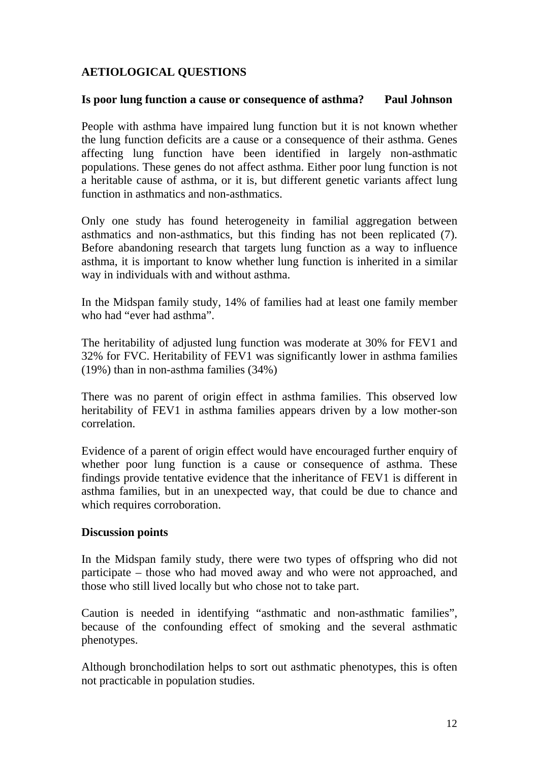## AETIOLOGICAL QUESTIONS

### Is poor lung function a cause or consequence of asthma? Paul Johnson

People with asthma have impaired lung function but it is not known whether the lung function deficits are a cause or a consequence of their asthma. Genes affecting lung function have been identified in largely non-asthmatic populations. These genes do not affect asthma. Either poor lung function is not a heritable cause of asthma, or it is, but different genetic variants affect lung function in asthmatics and non-asthmatics.

Only one study has found heterogeneity in familial aggregation between asthmatics and non-asthmatics, but this finding has not been replicated (7). Before abandoning research that targets lung function as a way to influence asthma, it is important to know whether lung function is inherited in a similar way in individuals with and without asthma.

In the Midspan family study, 14% of families had at least one family member who had "ever had asthma".

The heritability of adjusted lung function was moderate at 30% for FEV1 and 32% for FVC. Heritability of FEV1 was significantly lower in asthma families (19%) than in non-asthma families (34%)

There was no parent of origin effect in asthma families. This observed low heritability of FEV1 in asthma families appears driven by a low mother-son correlation.

Evidence of a parent of origin effect would have encouraged further enquiry of whether poor lung function is a cause or consequence of asthma. These findings provide tentative evidence that the inheritance of FEV1 is different in asthma families, but in an unexpected way, that could be due to chance and which requires corroboration.

### Discussion points

In the Midspan family study, there were two types of offspring who did not participate – those who had moved away and who were not approached, and those who still lived locally but who chose not to take part.

Caution is needed in identifying "asthmatic and non-asthmatic families", because of the confounding effect of smoking and the several asthmatic phenotypes.

Although bronchodilation helps to sort out asthmatic phenotypes, this is often not practicable in population studies.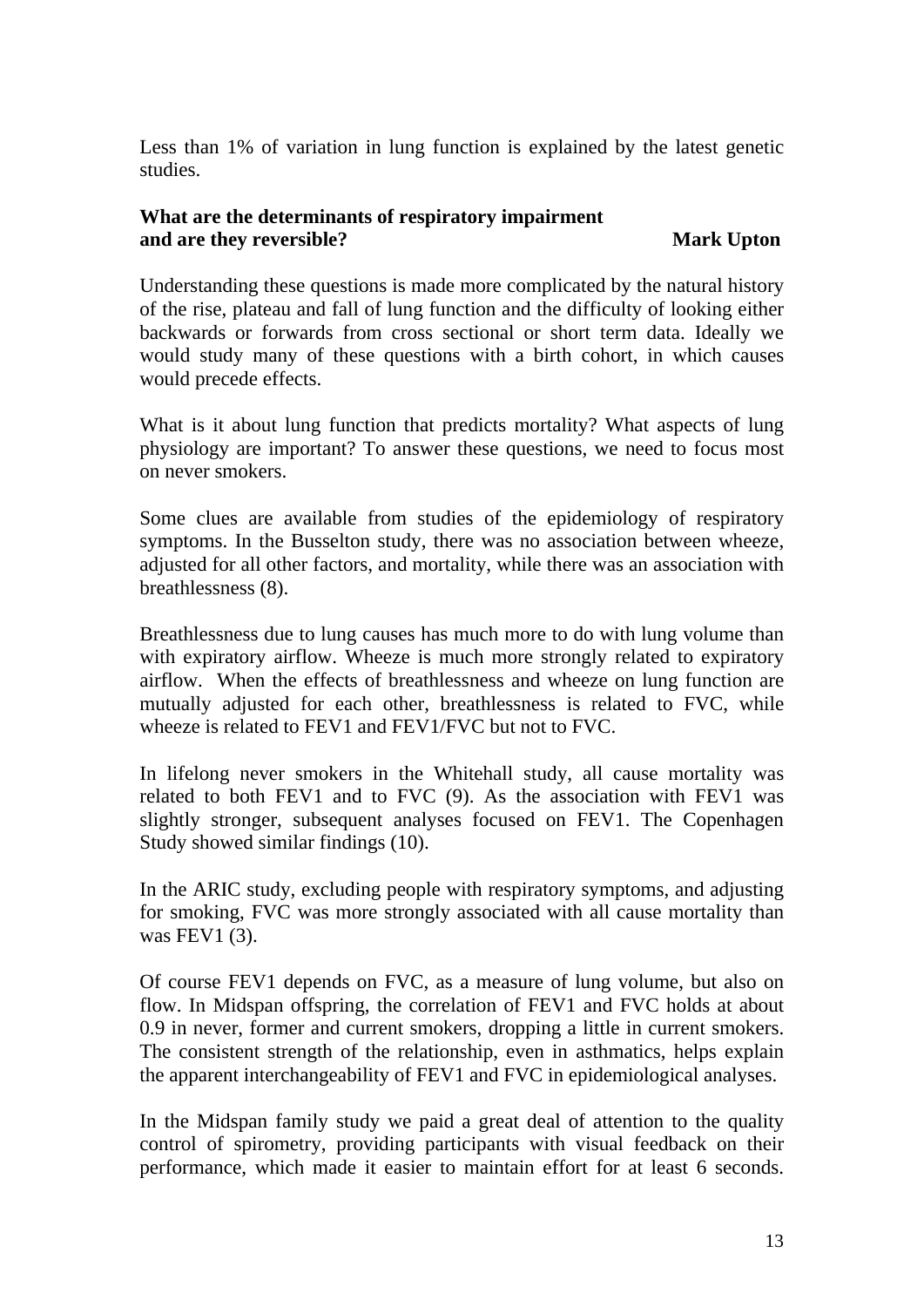Less than 1% of variation in lung function is explained by the latest genetic studies.

**What are the determinants of respiratory impairment and are they reversible?** **Mark Upton**

Understanding these questions is made more complicated by the natural history of the rise, plateau and fall of lung function and the difficulty of looking either backwards or forwards from cross sectional or short term data. Ideally we would study many of these questions with a birth cohort, in which causes would precede effects.

What is it about lung function that predicts mortality? What aspects of lung physiology are important? To answer these questions, we need to focus most on never smokers.

Some clues are available from studies of the epidemiology of respiratory symptoms. In the Busselton study, there was no association between wheeze, adjusted for all other factors, and mortality, while there was an association with breathlessness (8).

Breathlessness due to lung causes has much more to do with lung volume than with expiratory airflow. Wheeze is much more strongly related to expiratory airflow. When the effects of breathlessness and wheeze on lung function are mutually adjusted for each other, breathlessness is related to FVC, while wheeze is related to FEV1 and FEV1/FVC but not to FVC.

In lifelong never smokers in the Whitehall study, all cause mortality was related to both FEV1 and to FVC (9). As the association with FEV1 was slightly stronger, subsequent analyses focused on FEV1. The Copenhagen Study showed similar findings (10).

In the ARIC study, excluding people with respiratory symptoms, and adjusting for smoking, FVC was more strongly associated with all cause mortality than was FEV1 (3).

Of course FEV1 depends on FVC, as a measure of lung volume, but also on flow. In Midspan offspring, the correlation of FEV1 and FVC holds at about 0.9 in never, former and current smokers, dropping a little in current smokers. The consistent strength of the relationship, even in asthmatics, helps explain the apparent interchangeability of FEV1 and FVC in epidemiological analyses.

In the Midspan family study we paid a great deal of attention to the quality control of spirometry, providing participants with visual feedback on their performance, which made it easier to maintain effort for at least 6 seconds.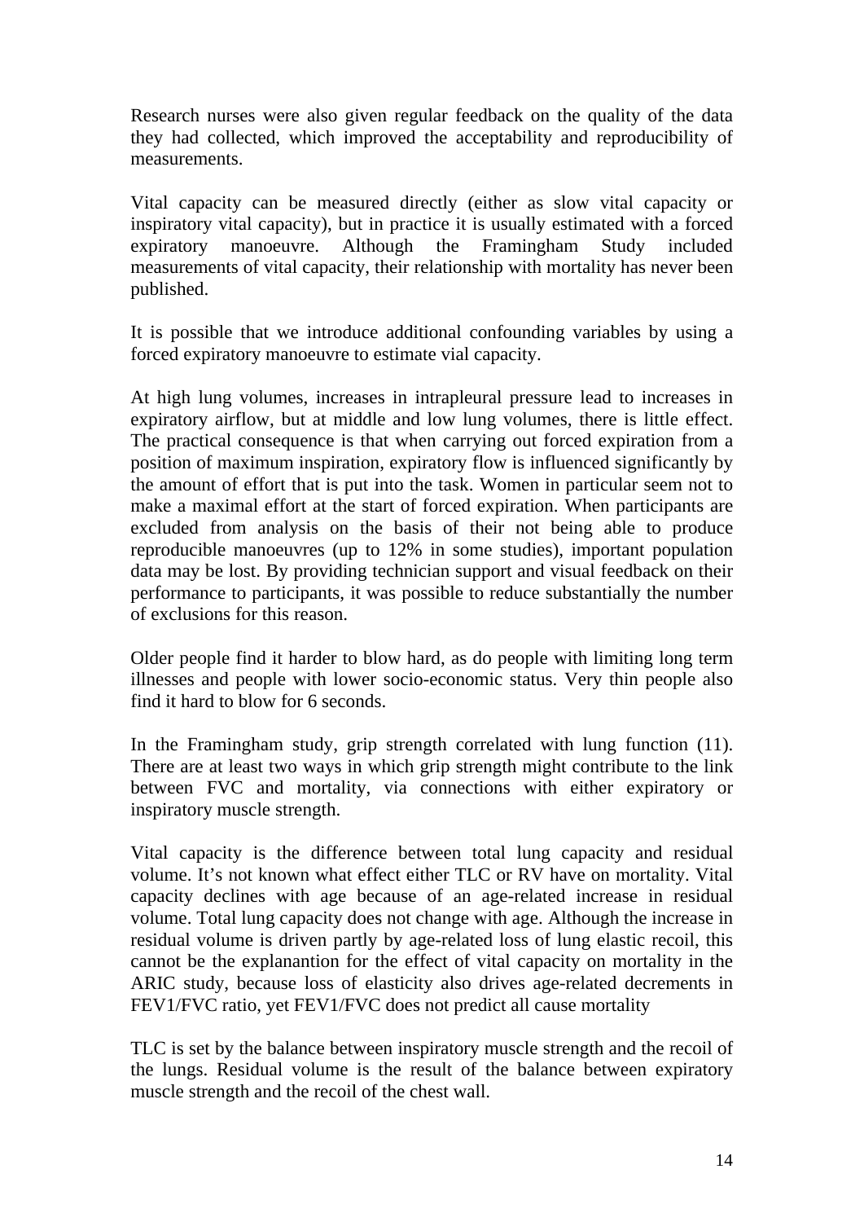Research nurses were also given regular feedback on the quality of the data they had collected, which improved the acceptability and reproducibility of measurements.

Vital capacity can be measured directly (either as slow vital capacity or inspiratory vital capacity), but in practice it is usually estimated with a forced expiratory manoeuvre. Although the Framingham Study included measurements of vital capacity, their relationship with mortality has never been published.

It is possible that we introduce additional confounding variables by using a forced expiratory manoeuvre to estimate vial capacity.

At high lung volumes, increases in intrapleural pressure lead to increases in expiratory airflow, but at middle and low lung volumes, there is little effect. The practical consequence is that when carrying out forced expiration from a position of maximum inspiration, expiratory flow is influenced significantly by the amount of effort that is put into the task. Women in particular seem not to make a maximal effort at the start of forced expiration. When participants are excluded from analysis on the basis of their not being able to produce reproducible manoeuvres (up to 12% in some studies), important population data may be lost. By providing technician support and visual feedback on their performance to participants, it was possible to reduce substantially the number of exclusions for this reason.

Older people find it harder to blow hard, as do people with limiting long term illnesses and people with lower socio-economic status. Very thin people also find it hard to blow for 6 seconds.

In the Framingham study, grip strength correlated with lung function (11). There are at least two ways in which grip strength might contribute to the link between FVC and mortality, via connections with either expiratory or inspiratory muscle strength.

Vital capacity is the difference between total lung capacity and residual volume. It's not known what effect either TLC or RV have on mortality. Vital capacity declines with age because of an age-related increase in residual volume. Total lung capacity does not change with age. Although the increase in residual volume is driven partly by age-related loss of lung elastic recoil, this cannot be the explanantion for the effect of vital capacity on mortality in the ARIC study, because loss of elasticity also drives age-related decrements in FEV1/FVC ratio, yet FEV1/FVC does not predict all cause mortality

TLC is set by the balance between inspiratory muscle strength and the recoil of the lungs. Residual volume is the result of the balance between expiratory muscle strength and the recoil of the chest wall.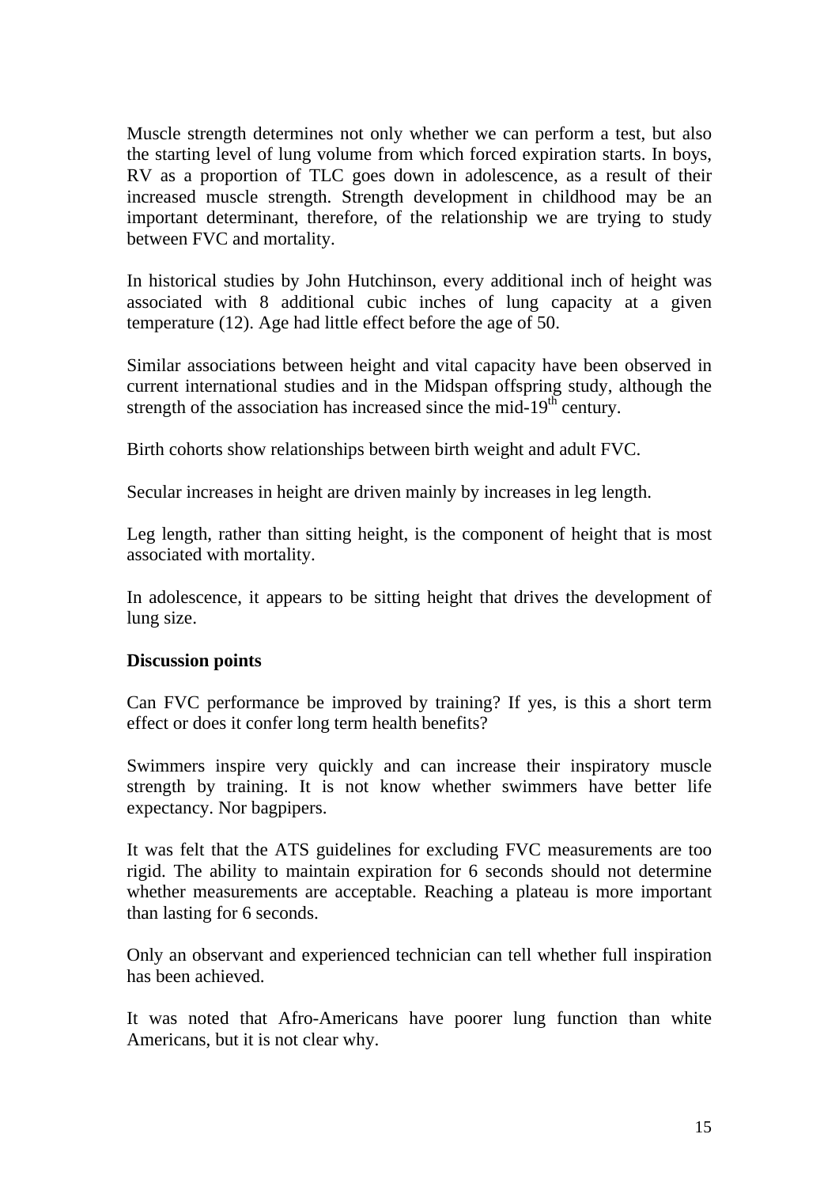Muscle strength determines not only whether we can perform a test, but also the starting level of lung volume from which forced expiration starts. In boys, RV as a proportion of TLC goes down in adolescence, as a result of their increased muscle strength. Strength development in childhood may be an important determinant, therefore, of the relationship we are trying to study between FVC and mortality.

In historical studies by John Hutchinson, every additional inch of height was associated with 8 additional cubic inches of lung capacity at a given temperature (12). Age had little effect before the age of 50.

Similar associations between height and vital capacity have been observed in current international studies and in the Midspan offspring study, although the strength of the association has increased since the mid-19th century.

Birth cohorts show relationships between birth weight and adult FVC.

Secular increases in height are driven mainly by increases in leg length.

Leg length, rather than sitting height, is the component of height that is most associated with mortality.

In adolescence, it appears to be sitting height that drives the development of lung size.

**Discussion points**

Can FVC performance be improved by training? If yes, is this a short term effect or does it confer long term health benefits?

Swimmers inspire very quickly and can increase their inspiratory muscle strength by training. It is not know whether swimmers have better life expectancy. Nor bagpipers.

It was felt that the ATS guidelines for excluding FVC measurements are too rigid. The ability to maintain expiration for 6 seconds should not determine whether measurements are acceptable. Reaching a plateau is more important than lasting for 6 seconds.

Only an observant and experienced technician can tell whether full inspiration has been achieved.

It was noted that Afro-Americans have poorer lung function than white Americans, but it is not clear why.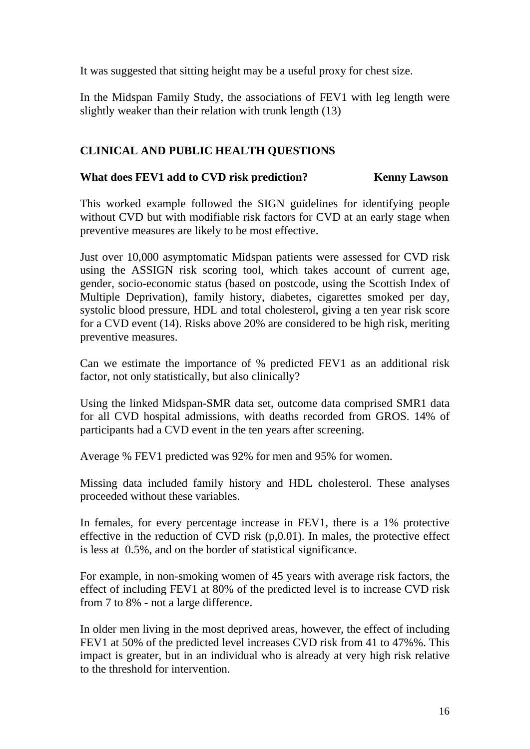It was suggested that sitting height may be a useful proxy for chest size.

In the Midspan Family Study, the associations of FEV1 with leg length were slightly weaker than their relation with trunk length (13)

## CLINICAL AND PUBLIC HEALTH QUESTIONS

### What does FEV1 add to CVD risk prediction? Kenny Lawson

This worked example followed the SIGN guidelines for identifying people without CVD but with modifiable risk factors for CVD at an early stage when preventive measures are likely to be most effective.

Just over 10,000 asymptomatic Midspan patients were assessed for CVD risk using the ASSIGN risk scoring tool, which takes account of current age, gender, socio-economic status (based on postcode, using the Scottish Index of Multiple Deprivation), family history, diabetes, cigarettes smoked per day, systolic blood pressure, HDL and total cholesterol, giving a ten year risk score for a CVD event (14). Risks above 20% are considered to be high risk, meriting preventive measures.

Can we estimate the importance of % predicted FEV1 as an additional risk factor, not only statistically, but also clinically?

Using the linked Midspan-SMR data set, outcome data comprised SMR1 data for all CVD hospital admissions, with deaths recorded from GROS. 14% of participants had a CVD event in the ten years after screening.

Average % FEV1 predicted was 92% for men and 95% for women.

Missing data included family history and HDL cholesterol. These analyses proceeded without these variables.

In females, for every percentage increase in FEV1, there is a 1% protective effective in the reduction of CVD risk (p,0.01). In males, the protective effect is less at 0.5%, and on the border of statistical significance.

For example, in non-smoking women of 45 years with average risk factors, the effect of including FEV1 at 80% of the predicted level is to increase CVD risk from 7 to 8% - not a large difference.

In older men living in the most deprived areas, however, the effect of including FEV1 at 50% of the predicted level increases CVD risk from 41 to 47%%. This impact is greater, but in an individual who is already at very high risk relative to the threshold for intervention.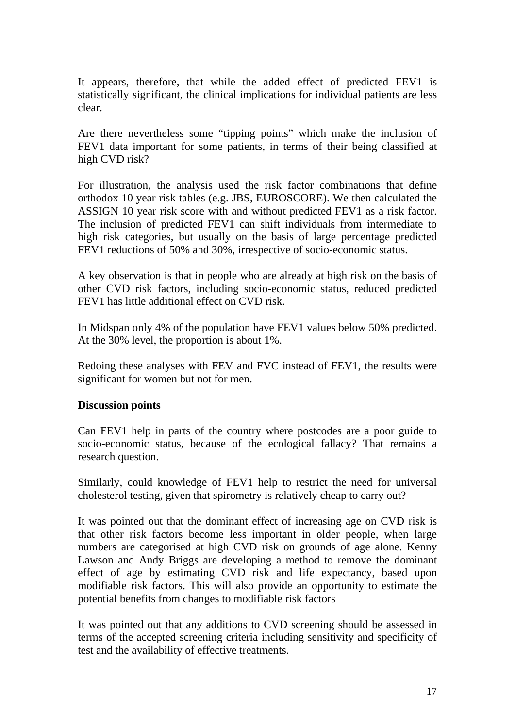It appears, therefore, that while the added effect of predicted FEV1 is statistically significant, the clinical implications for individual patients are less clear.

Are there nevertheless some "tipping points" which make the inclusion of FEV1 data important for some patients, in terms of their being classified at high CVD risk?

For illustration, the analysis used the risk factor combinations that define orthodox 10 year risk tables (e.g. JBS, EUROSCORE). We then calculated the ASSIGN 10 year risk score with and without predicted FEV1 as a risk factor. The inclusion of predicted FEV1 can shift individuals from intermediate to high risk categories, but usually on the basis of large percentage predicted FEV1 reductions of 50% and 30%, irrespective of socio-economic status.

A key observation is that in people who are already at high risk on the basis of other CVD risk factors, including socio-economic status, reduced predicted FEV1 has little additional effect on CVD risk.

In Midspan only 4% of the population have FEV1 values below 50% predicted. At the 30% level, the proportion is about 1%.

Redoing these analyses with FEV and FVC instead of FEV1, the results were significant for women but not for men.

**Discussion points**

Can FEV1 help in parts of the country where postcodes are a poor guide to socio-economic status, because of the ecological fallacy? That remains a research question.

Similarly, could knowledge of FEV1 help to restrict the need for universal cholesterol testing, given that spirometry is relatively cheap to carry out?

It was pointed out that the dominant effect of increasing age on CVD risk is that other risk factors become less important in older people, when large numbers are categorised at high CVD risk on grounds of age alone. Kenny Lawson and Andy Briggs are developing a method to remove the dominant effect of age by estimating CVD risk and life expectancy, based upon modifiable risk factors. This will also provide an opportunity to estimate the potential benefits from changes to modifiable risk factors

It was pointed out that any additions to CVD screening should be assessed in terms of the accepted screening criteria including sensitivity and specificity of test and the availability of effective treatments.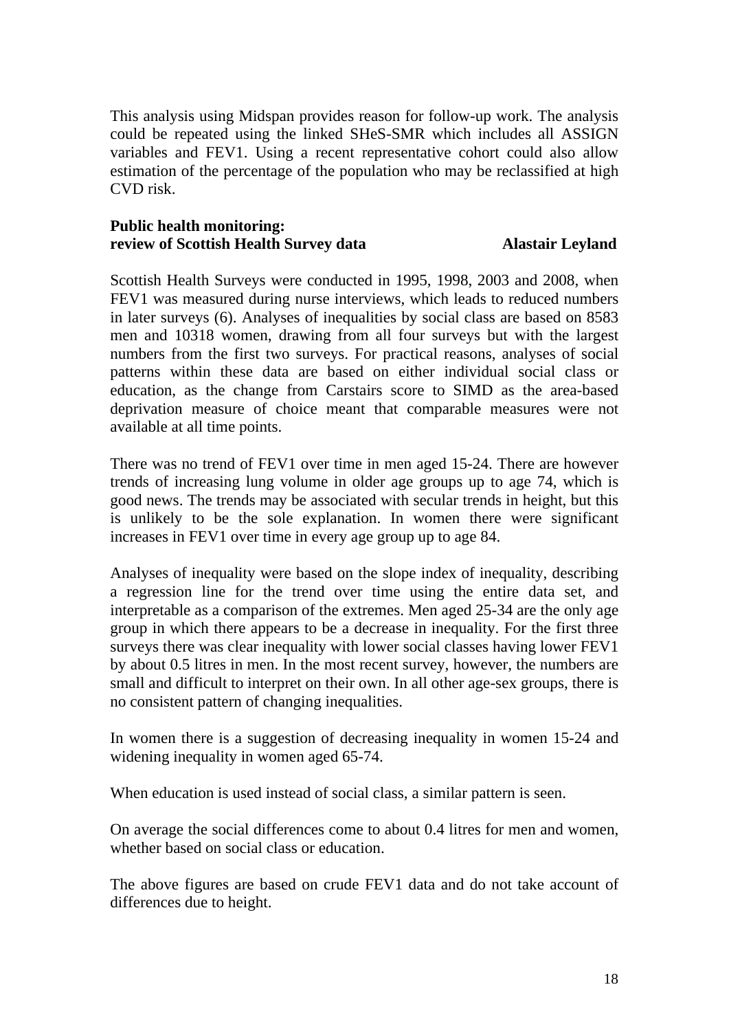This analysis using Midspan provides reason for follow-up work. The analysis could be repeated using the linked SHeS-SMR which includes all ASSIGN variables and FEV1. Using a recent representative cohort could also allow estimation of the percentage of the population who may be reclassified at high CVD risk.

**Public health monitoring: review of Scottish Health Survey data** **Alastair Leyland**

Scottish Health Surveys were conducted in 1995, 1998, 2003 and 2008, when FEV1 was measured during nurse interviews, which leads to reduced numbers in later surveys (6). Analyses of inequalities by social class are based on 8583 men and 10318 women, drawing from all four surveys but with the largest numbers from the first two surveys. For practical reasons, analyses of social patterns within these data are based on either individual social class or education, as the change from Carstairs score to SIMD as the area-based deprivation measure of choice meant that comparable measures were not available at all time points.

There was no trend of FEV1 over time in men aged 15-24. There are however trends of increasing lung volume in older age groups up to age 74, which is good news. The trends may be associated with secular trends in height, but this is unlikely to be the sole explanation. In women there were significant increases in FEV1 over time in every age group up to age 84.

Analyses of inequality were based on the slope index of inequality, describing a regression line for the trend over time using the entire data set, and interpretable as a comparison of the extremes. Men aged 25-34 are the only age group in which there appears to be a decrease in inequality. For the first three surveys there was clear inequality with lower social classes having lower FEV1 by about 0.5 litres in men. In the most recent survey, however, the numbers are small and difficult to interpret on their own. In all other age-sex groups, there is no consistent pattern of changing inequalities.

In women there is a suggestion of decreasing inequality in women 15-24 and widening inequality in women aged 65-74.

When education is used instead of social class, a similar pattern is seen.

On average the social differences come to about 0.4 litres for men and women, whether based on social class or education.

The above figures are based on crude FEV1 data and do not take account of differences due to height.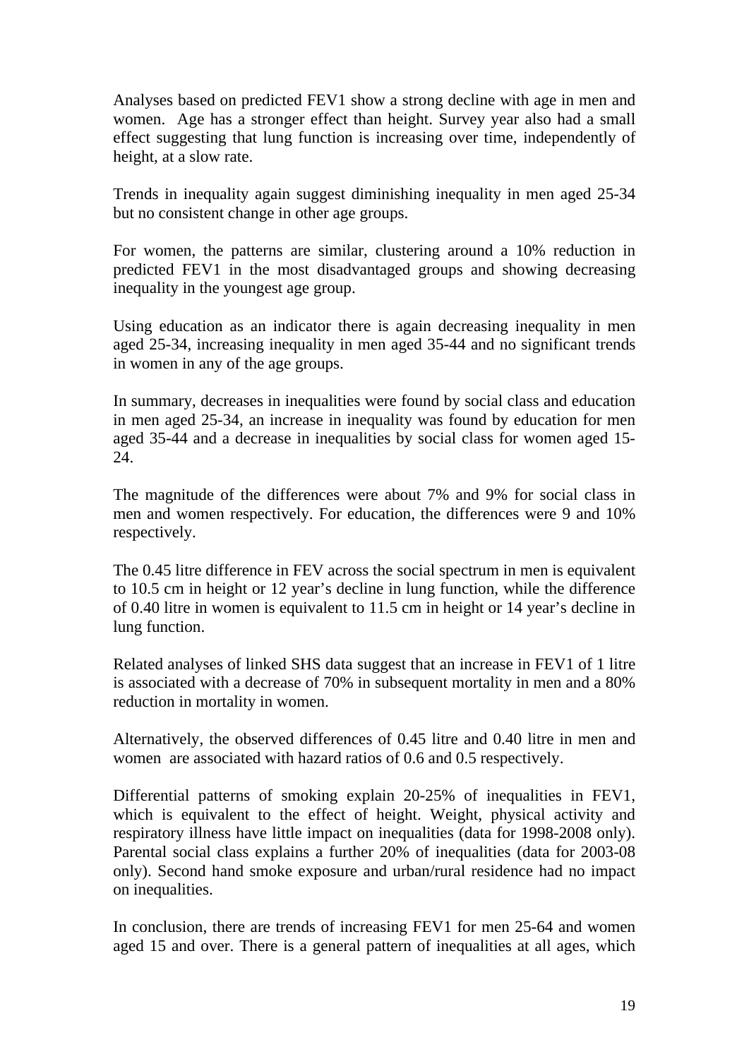Analyses based on predicted FEV1 show a strong decline with age in men and women. Age has a stronger effect than height. Survey year also had a small effect suggesting that lung function is increasing over time, independently of height, at a slow rate.

Trends in inequality again suggest diminishing inequality in men aged 25-34 but no consistent change in other age groups.

For women, the patterns are similar, clustering around a 10% reduction in predicted FEV1 in the most disadvantaged groups and showing decreasing inequality in the youngest age group.

Using education as an indicator there is again decreasing inequality in men aged 25-34, increasing inequality in men aged 35-44 and no significant trends in women in any of the age groups.

In summary, decreases in inequalities were found by social class and education in men aged 25-34, an increase in inequality was found by education for men aged 35-44 and a decrease in inequalities by social class for women aged 15-24.

The magnitude of the differences were about 7% and 9% for social class in men and women respectively. For education, the differences were 9 and 10% respectively.

The 0.45 litre difference in FEV across the social spectrum in men is equivalent to 10.5 cm in height or 12 year's decline in lung function, while the difference of 0.40 litre in women is equivalent to 11.5 cm in height or 14 year's decline in lung function.

Related analyses of linked SHS data suggest that an increase in FEV1 of 1 litre is associated with a decrease of 70% in subsequent mortality in men and a 80% reduction in mortality in women.

Alternatively, the observed differences of 0.45 litre and 0.40 litre in men and women are associated with hazard ratios of 0.6 and 0.5 respectively.

Differential patterns of smoking explain 20-25% of inequalities in FEV1, which is equivalent to the effect of height. Weight, physical activity and respiratory illness have little impact on inequalities (data for 1998-2008 only). Parental social class explains a further 20% of inequalities (data for 2003-08 only). Second hand smoke exposure and urban/rural residence had no impact on inequalities.

In conclusion, there are trends of increasing FEV1 for men 25-64 and women aged 15 and over. There is a general pattern of inequalities at all ages, which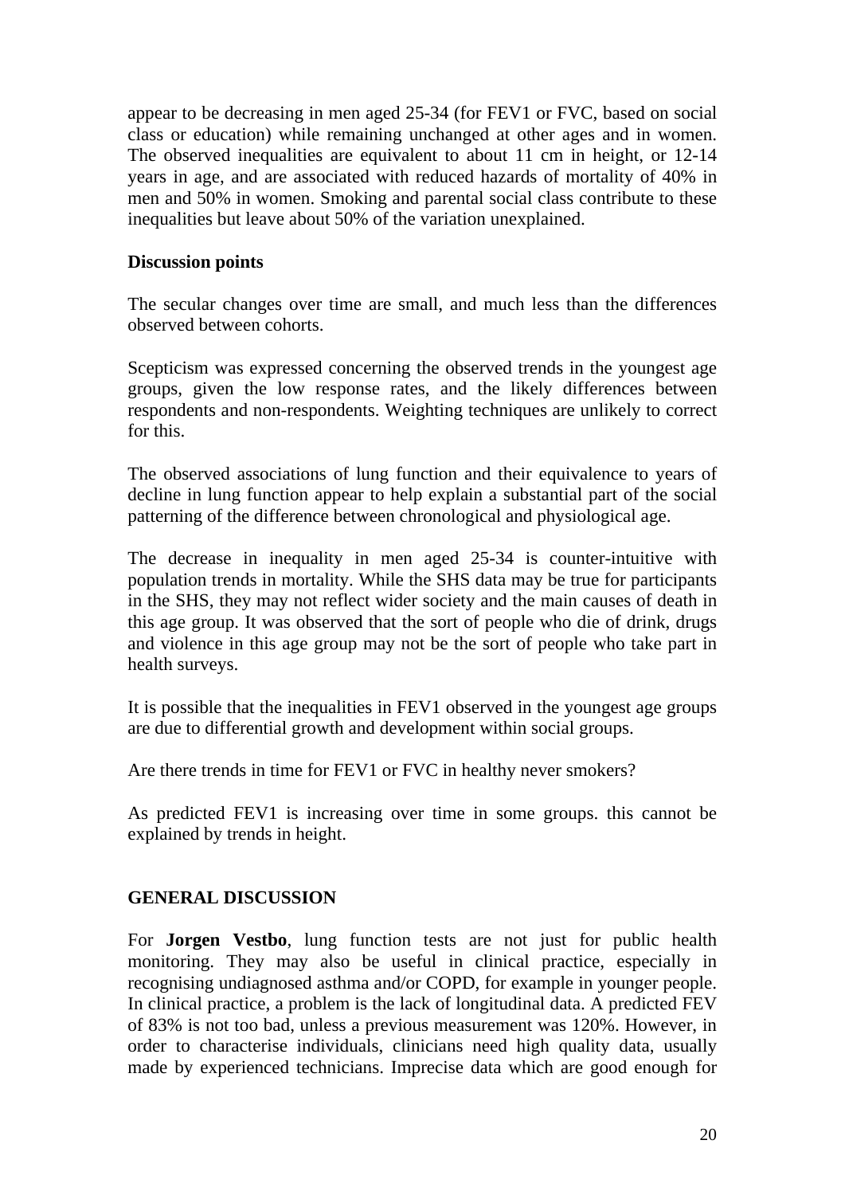appear to be decreasing in men aged 25-34 (for FEV1 or FVC, based on social class or education) while remaining unchanged at other ages and in women. The observed inequalities are equivalent to about 11 cm in height, or 12-14 years in age, and are associated with reduced hazards of mortality of 40% in men and 50% in women. Smoking and parental social class contribute to these inequalities but leave about 50% of the variation unexplained.

**Discussion points**

The secular changes over time are small, and much less than the differences observed between cohorts.

Scepticism was expressed concerning the observed trends in the youngest age groups, given the low response rates, and the likely differences between respondents and non-respondents. Weighting techniques are unlikely to correct for this.

The observed associations of lung function and their equivalence to years of decline in lung function appear to help explain a substantial part of the social patterning of the difference between chronological and physiological age.

The decrease in inequality in men aged 25-34 is counter-intuitive with population trends in mortality. While the SHS data may be true for participants in the SHS, they may not reflect wider society and the main causes of death in this age group. It was observed that the sort of people who die of drink, drugs and violence in this age group may not be the sort of people who take part in health surveys.

It is possible that the inequalities in FEV1 observed in the youngest age groups are due to differential growth and development within social groups.

Are there trends in time for FEV1 or FVC in healthy never smokers?

As predicted FEV1 is increasing over time in some groups. this cannot be explained by trends in height.

## GENERAL DISCUSSION

For **Jorgen Vestbo**, lung function tests are not just for public health monitoring. They may also be useful in clinical practice, especially in recognising undiagnosed asthma and/or COPD, for example in younger people. In clinical practice, a problem is the lack of longitudinal data. A predicted FEV of 83% is not too bad, unless a previous measurement was 120%. However, in order to characterise individuals, clinicians need high quality data, usually made by experienced technicians. Imprecise data which are good enough for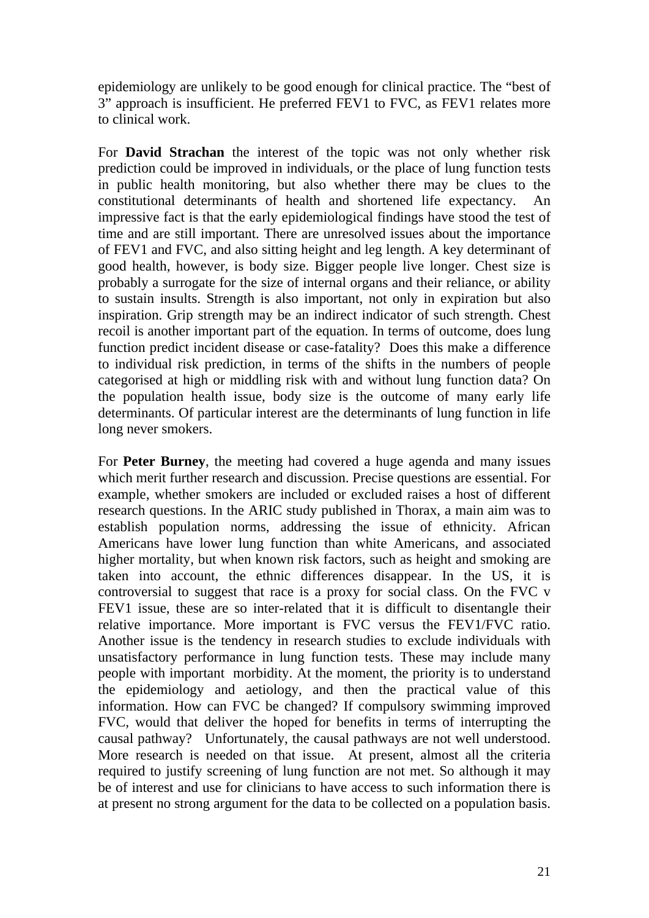epidemiology are unlikely to be good enough for clinical practice. The "best of 3" approach is insufficient. He preferred FEV1 to FVC, as FEV1 relates more to clinical work.

For **David Strachan** the interest of the topic was not only whether risk prediction could be improved in individuals, or the place of lung function tests in public health monitoring, but also whether there may be clues to the constitutional determinants of health and shortened life expectancy. An impressive fact is that the early epidemiological findings have stood the test of time and are still important. There are unresolved issues about the importance of FEV1 and FVC, and also sitting height and leg length. A key determinant of good health, however, is body size. Bigger people live longer. Chest size is probably a surrogate for the size of internal organs and their reliance, or ability to sustain insults. Strength is also important, not only in expiration but also inspiration. Grip strength may be an indirect indicator of such strength. Chest recoil is another important part of the equation. In terms of outcome, does lung function predict incident disease or case-fatality? Does this make a difference to individual risk prediction, in terms of the shifts in the numbers of people categorised at high or middling risk with and without lung function data? On the population health issue, body size is the outcome of many early life determinants. Of particular interest are the determinants of lung function in life long never smokers.

For **Peter Burney**, the meeting had covered a huge agenda and many issues which merit further research and discussion. Precise questions are essential. For example, whether smokers are included or excluded raises a host of different research questions. In the ARIC study published in Thorax, a main aim was to establish population norms, addressing the issue of ethnicity. African Americans have lower lung function than white Americans, and associated higher mortality, but when known risk factors, such as height and smoking are taken into account, the ethnic differences disappear. In the US, it is controversial to suggest that race is a proxy for social class. On the FVC v FEV1 issue, these are so inter-related that it is difficult to disentangle their relative importance. More important is FVC versus the FEV1/FVC ratio. Another issue is the tendency in research studies to exclude individuals with unsatisfactory performance in lung function tests. These may include many people with important morbidity. At the moment, the priority is to understand the epidemiology and aetiology, and then the practical value of this information. How can FVC be changed? If compulsory swimming improved FVC, would that deliver the hoped for benefits in terms of interrupting the causal pathway? Unfortunately, the causal pathways are not well understood. More research is needed on that issue. At present, almost all the criteria required to justify screening of lung function are not met. So although it may be of interest and use for clinicians to have access to such information there is at present no strong argument for the data to be collected on a population basis.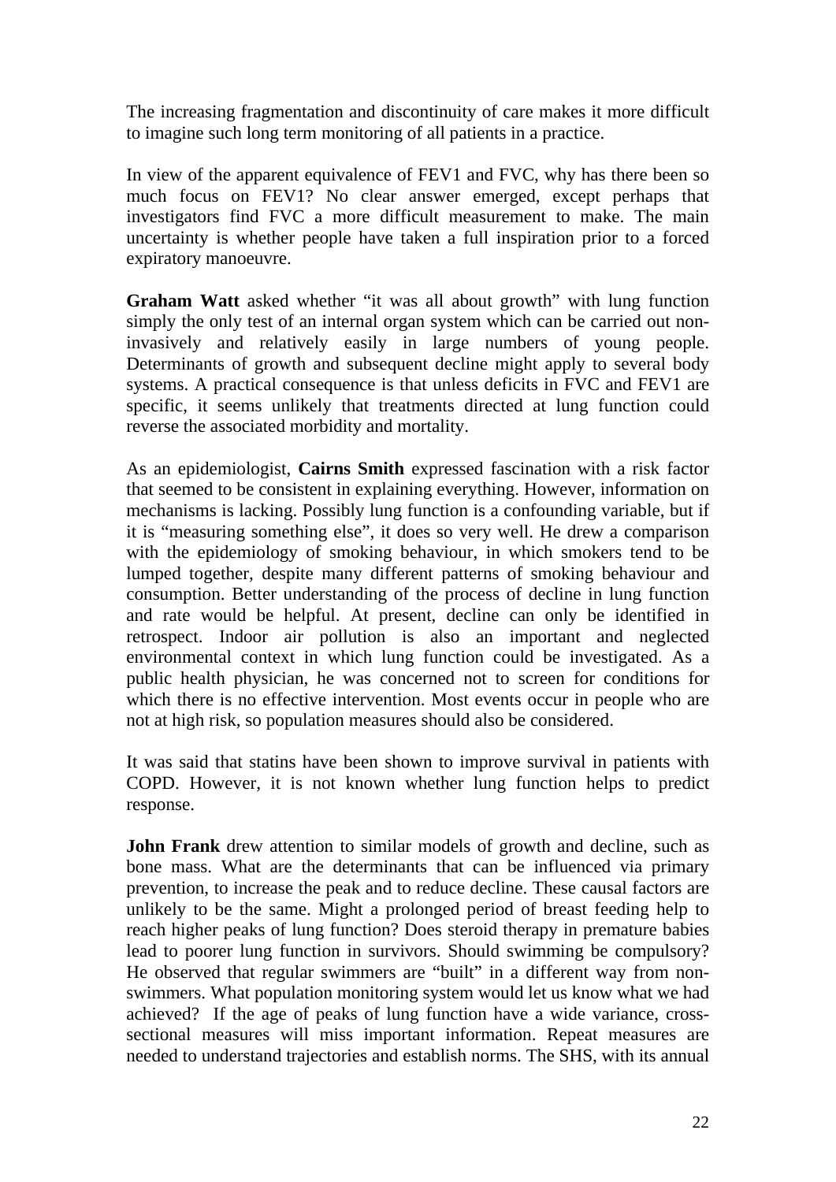The increasing fragmentation and discontinuity of care makes it more difficult to imagine such long term monitoring of all patients in a practice.

In view of the apparent equivalence of FEV1 and FVC, why has there been so much focus on FEV1? No clear answer emerged, except perhaps that investigators find FVC a more difficult measurement to make. The main uncertainty is whether people have taken a full inspiration prior to a forced expiratory manoeuvre.

**Graham Watt** asked whether "it was all about growth" with lung function simply the only test of an internal organ system which can be carried out non-invasively and relatively easily in large numbers of young people. Determinants of growth and subsequent decline might apply to several body systems. A practical consequence is that unless deficits in FVC and FEV1 are specific, it seems unlikely that treatments directed at lung function could reverse the associated morbidity and mortality.

As an epidemiologist, **Cairns Smith** expressed fascination with a risk factor that seemed to be consistent in explaining everything. However, information on mechanisms is lacking. Possibly lung function is a confounding variable, but if it is "measuring something else", it does so very well. He drew a comparison with the epidemiology of smoking behaviour, in which smokers tend to be lumped together, despite many different patterns of smoking behaviour and consumption. Better understanding of the process of decline in lung function and rate would be helpful. At present, decline can only be identified in retrospect. Indoor air pollution is also an important and neglected environmental context in which lung function could be investigated. As a public health physician, he was concerned not to screen for conditions for which there is no effective intervention. Most events occur in people who are not at high risk, so population measures should also be considered.

It was said that statins have been shown to improve survival in patients with COPD. However, it is not known whether lung function helps to predict response.

**John Frank** drew attention to similar models of growth and decline, such as bone mass. What are the determinants that can be influenced via primary prevention, to increase the peak and to reduce decline. These causal factors are unlikely to be the same. Might a prolonged period of breast feeding help to reach higher peaks of lung function? Does steroid therapy in premature babies lead to poorer lung function in survivors. Should swimming be compulsory? He observed that regular swimmers are "built" in a different way from non-swimmers. What population monitoring system would let us know what we had achieved? If the age of peaks of lung function have a wide variance, cross-sectional measures will miss important information. Repeat measures are needed to understand trajectories and establish norms. The SHS, with its annual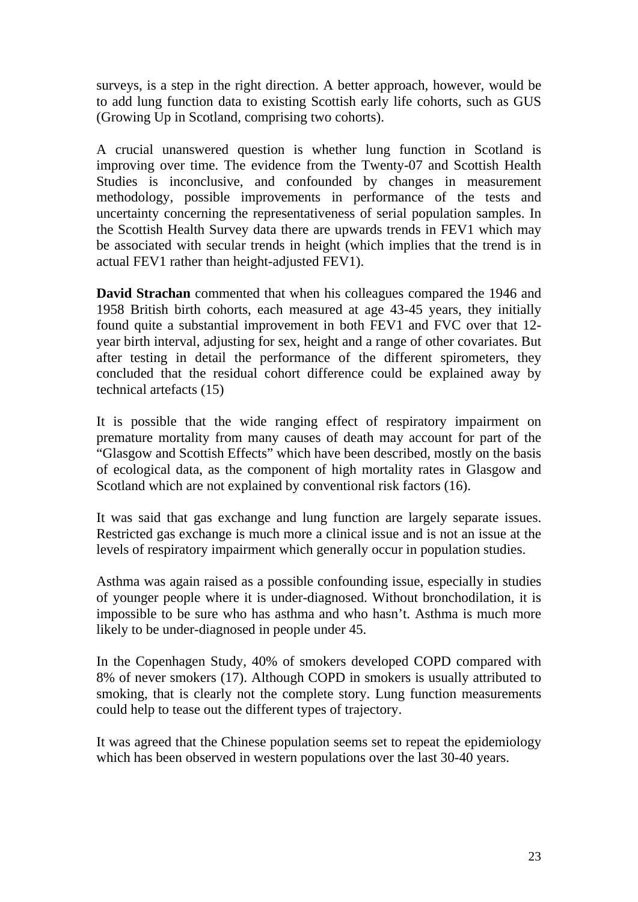surveys, is a step in the right direction. A better approach, however, would be to add lung function data to existing Scottish early life cohorts, such as GUS (Growing Up in Scotland, comprising two cohorts).

A crucial unanswered question is whether lung function in Scotland is improving over time. The evidence from the Twenty-07 and Scottish Health Studies is inconclusive, and confounded by changes in measurement methodology, possible improvements in performance of the tests and uncertainty concerning the representativeness of serial population samples. In the Scottish Health Survey data there are upwards trends in FEV1 which may be associated with secular trends in height (which implies that the trend is in actual FEV1 rather than height-adjusted FEV1).

**David Strachan** commented that when his colleagues compared the 1946 and 1958 British birth cohorts, each measured at age 43-45 years, they initially found quite a substantial improvement in both FEV1 and FVC over that 12-year birth interval, adjusting for sex, height and a range of other covariates. But after testing in detail the performance of the different spirometers, they concluded that the residual cohort difference could be explained away by technical artefacts (15)

It is possible that the wide ranging effect of respiratory impairment on premature mortality from many causes of death may account for part of the "Glasgow and Scottish Effects" which have been described, mostly on the basis of ecological data, as the component of high mortality rates in Glasgow and Scotland which are not explained by conventional risk factors (16).

It was said that gas exchange and lung function are largely separate issues. Restricted gas exchange is much more a clinical issue and is not an issue at the levels of respiratory impairment which generally occur in population studies.

Asthma was again raised as a possible confounding issue, especially in studies of younger people where it is under-diagnosed. Without bronchodilation, it is impossible to be sure who has asthma and who hasn't. Asthma is much more likely to be under-diagnosed in people under 45.

In the Copenhagen Study, 40% of smokers developed COPD compared with 8% of never smokers (17). Although COPD in smokers is usually attributed to smoking, that is clearly not the complete story. Lung function measurements could help to tease out the different types of trajectory.

It was agreed that the Chinese population seems set to repeat the epidemiology which has been observed in western populations over the last 30-40 years.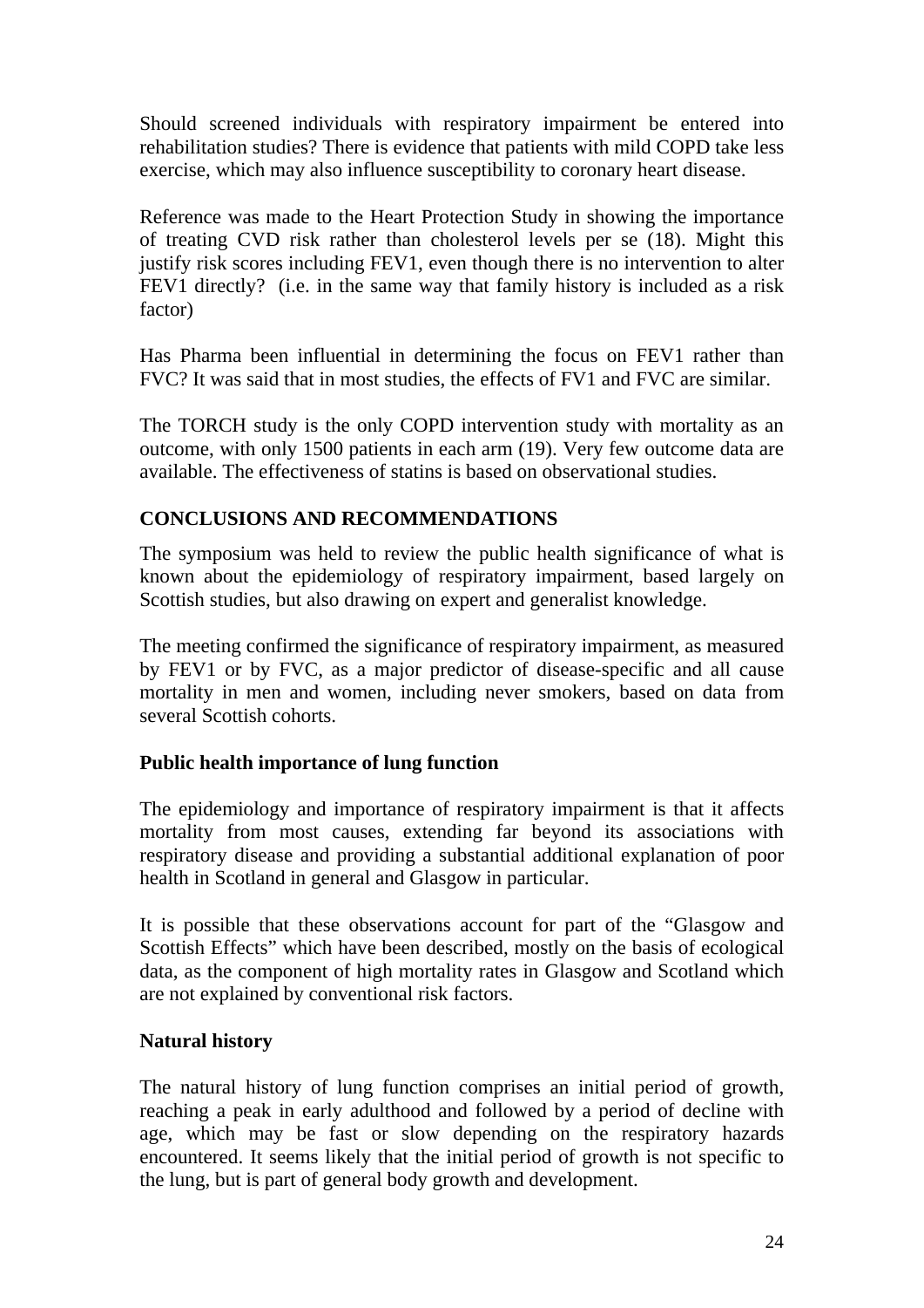Should screened individuals with respiratory impairment be entered into rehabilitation studies? There is evidence that patients with mild COPD take less exercise, which may also influence susceptibility to coronary heart disease.

Reference was made to the Heart Protection Study in showing the importance of treating CVD risk rather than cholesterol levels per se (18). Might this justify risk scores including FEV1, even though there is no intervention to alter FEV1 directly? (i.e. in the same way that family history is included as a risk factor)

Has Pharma been influential in determining the focus on FEV1 rather than FVC? It was said that in most studies, the effects of FV1 and FVC are similar.

The TORCH study is the only COPD intervention study with mortality as an outcome, with only 1500 patients in each arm (19). Very few outcome data are available. The effectiveness of statins is based on observational studies.

## CONCLUSIONS AND RECOMMENDATIONS

The symposium was held to review the public health significance of what is known about the epidemiology of respiratory impairment, based largely on Scottish studies, but also drawing on expert and generalist knowledge.

The meeting confirmed the significance of respiratory impairment, as measured by FEV1 or by FVC, as a major predictor of disease-specific and all cause mortality in men and women, including never smokers, based on data from several Scottish cohorts.

### Public health importance of lung function

The epidemiology and importance of respiratory impairment is that it affects mortality from most causes, extending far beyond its associations with respiratory disease and providing a substantial additional explanation of poor health in Scotland in general and Glasgow in particular.

It is possible that these observations account for part of the "Glasgow and Scottish Effects" which have been described, mostly on the basis of ecological data, as the component of high mortality rates in Glasgow and Scotland which are not explained by conventional risk factors.

### Natural history

The natural history of lung function comprises an initial period of growth, reaching a peak in early adulthood and followed by a period of decline with age, which may be fast or slow depending on the respiratory hazards encountered. It seems likely that the initial period of growth is not specific to the lung, but is part of general body growth and development.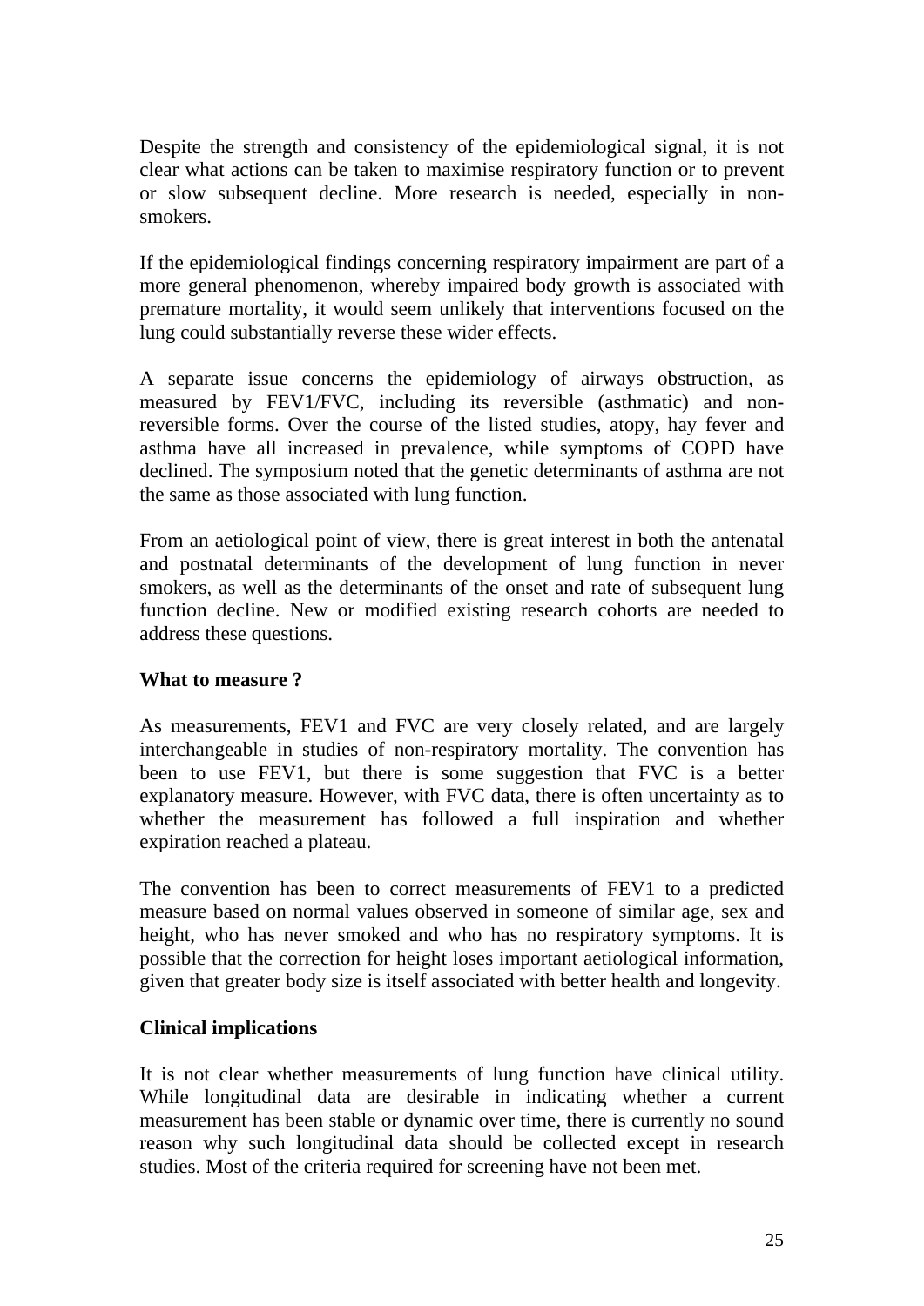Despite the strength and consistency of the epidemiological signal, it is not clear what actions can be taken to maximise respiratory function or to prevent or slow subsequent decline. More research is needed, especially in non-smokers.

If the epidemiological findings concerning respiratory impairment are part of a more general phenomenon, whereby impaired body growth is associated with premature mortality, it would seem unlikely that interventions focused on the lung could substantially reverse these wider effects.

A separate issue concerns the epidemiology of airways obstruction, as measured by FEV1/FVC, including its reversible (asthmatic) and non-reversible forms. Over the course of the listed studies, atopy, hay fever and asthma have all increased in prevalence, while symptoms of COPD have declined. The symposium noted that the genetic determinants of asthma are not the same as those associated with lung function.

From an aetiological point of view, there is great interest in both the antenatal and postnatal determinants of the development of lung function in never smokers, as well as the determinants of the onset and rate of subsequent lung function decline. New or modified existing research cohorts are needed to address these questions.

**What to measure ?**

As measurements, FEV1 and FVC are very closely related, and are largely interchangeable in studies of non-respiratory mortality. The convention has been to use FEV1, but there is some suggestion that FVC is a better explanatory measure. However, with FVC data, there is often uncertainty as to whether the measurement has followed a full inspiration and whether expiration reached a plateau.

The convention has been to correct measurements of FEV1 to a predicted measure based on normal values observed in someone of similar age, sex and height, who has never smoked and who has no respiratory symptoms. It is possible that the correction for height loses important aetiological information, given that greater body size is itself associated with better health and longevity.

**Clinical implications**

It is not clear whether measurements of lung function have clinical utility. While longitudinal data are desirable in indicating whether a current measurement has been stable or dynamic over time, there is currently no sound reason why such longitudinal data should be collected except in research studies. Most of the criteria required for screening have not been met.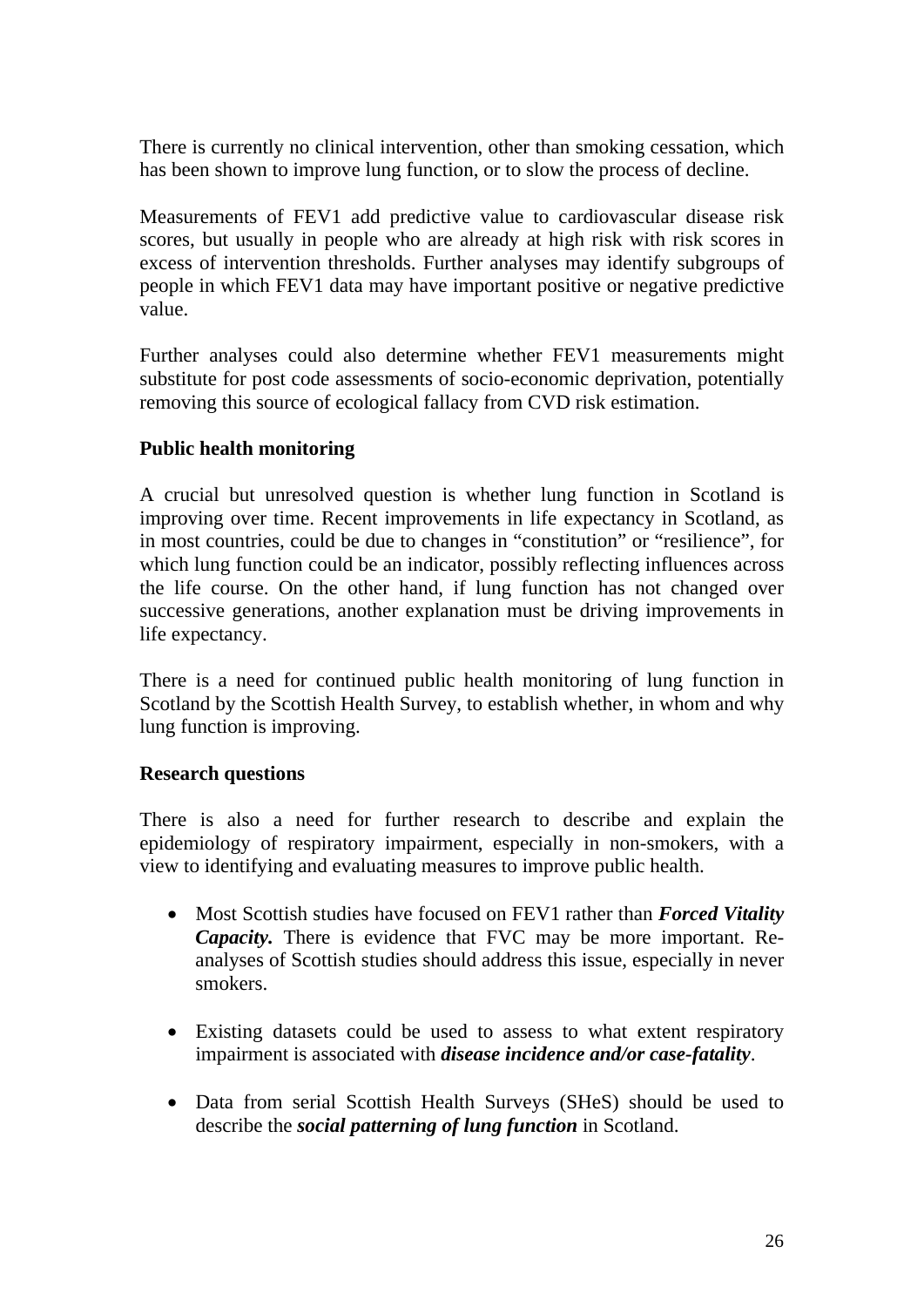There is currently no clinical intervention, other than smoking cessation, which has been shown to improve lung function, or to slow the process of decline.

Measurements of FEV1 add predictive value to cardiovascular disease risk scores, but usually in people who are already at high risk with risk scores in excess of intervention thresholds. Further analyses may identify subgroups of people in which FEV1 data may have important positive or negative predictive value.

Further analyses could also determine whether FEV1 measurements might substitute for post code assessments of socio-economic deprivation, potentially removing this source of ecological fallacy from CVD risk estimation.

**Public health monitoring**

A crucial but unresolved question is whether lung function in Scotland is improving over time. Recent improvements in life expectancy in Scotland, as in most countries, could be due to changes in "constitution" or "resilience", for which lung function could be an indicator, possibly reflecting influences across the life course. On the other hand, if lung function has not changed over successive generations, another explanation must be driving improvements in life expectancy.

There is a need for continued public health monitoring of lung function in Scotland by the Scottish Health Survey, to establish whether, in whom and why lung function is improving.

**Research questions**

There is also a need for further research to describe and explain the epidemiology of respiratory impairment, especially in non-smokers, with a view to identifying and evaluating measures to improve public health.

- Most Scottish studies have focused on FEV1 rather than ***Forced Vitality Capacity.*** There is evidence that FVC may be more important. Re-analyses of Scottish studies should address this issue, especially in never smokers.

- Existing datasets could be used to assess to what extent respiratory impairment is associated with ***disease incidence and/or case-fatality***.

- Data from serial Scottish Health Surveys (SHeS) should be used to describe the ***social patterning of lung function*** in Scotland.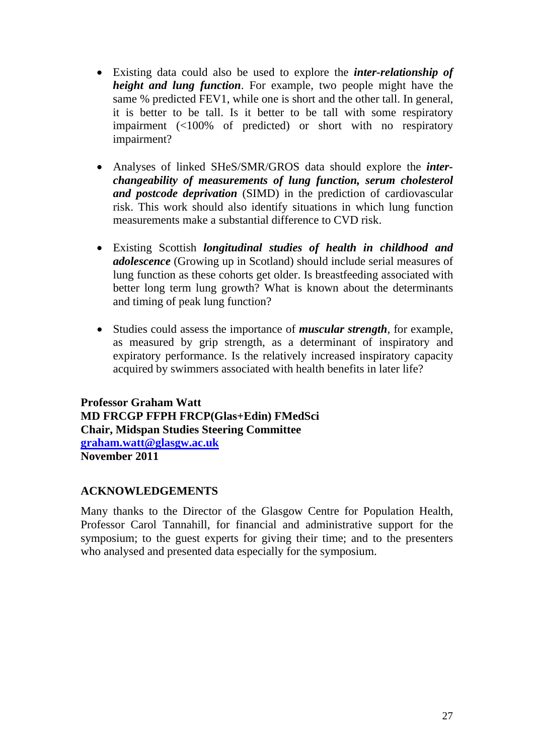- Existing data could also be used to explore the ***inter-relationship of height and lung function***. For example, two people might have the same % predicted FEV1, while one is short and the other tall. In general, it is better to be tall. Is it better to be tall with some respiratory impairment (<100% of predicted) or short with no respiratory impairment?

- Analyses of linked SHeS/SMR/GROS data should explore the ***inter-changeability of measurements of lung function, serum cholesterol and postcode deprivation*** (SIMD) in the prediction of cardiovascular risk. This work should also identify situations in which lung function measurements make a substantial difference to CVD risk.

- Existing Scottish ***longitudinal studies of health in childhood and adolescence*** (Growing up in Scotland) should include serial measures of lung function as these cohorts get older. Is breastfeeding associated with better long term lung growth? What is known about the determinants and timing of peak lung function?

- Studies could assess the importance of ***muscular strength***, for example, as measured by grip strength, as a determinant of inspiratory and expiratory performance. Is the relatively increased inspiratory capacity acquired by swimmers associated with health benefits in later life?

**Professor Graham Watt**
**MD FRCGP FFPH FRCP(Glas+Edin) FMedSci**
**Chair, Midspan Studies Steering Committee**
**graham.watt@glasgw.ac.uk**
**November 2011**

**ACKNOWLEDGEMENTS**

Many thanks to the Director of the Glasgow Centre for Population Health, Professor Carol Tannahill, for financial and administrative support for the symposium; to the guest experts for giving their time; and to the presenters who analysed and presented data especially for the symposium.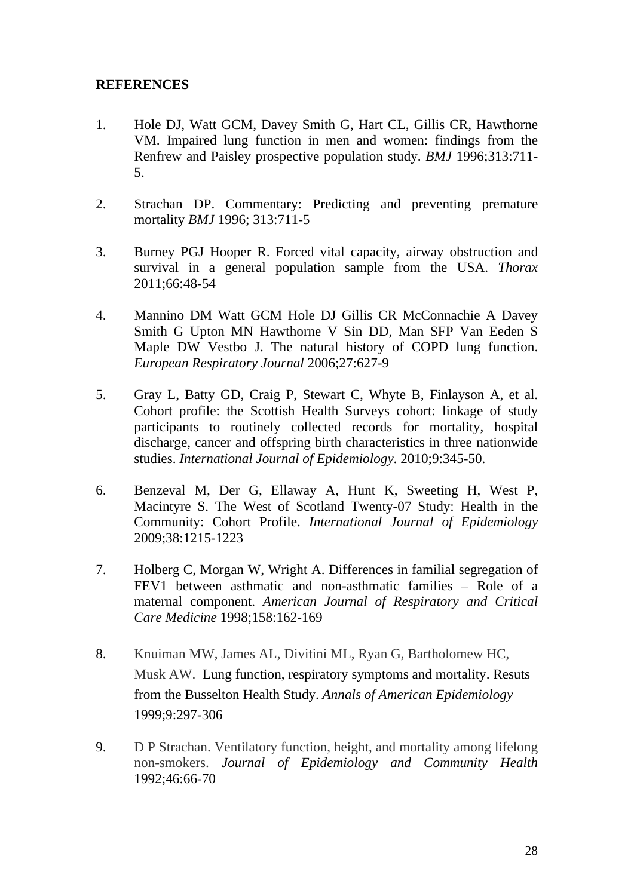**REFERENCES**

1. Hole DJ, Watt GCM, Davey Smith G, Hart CL, Gillis CR, Hawthorne VM. Impaired lung function in men and women: findings from the Renfrew and Paisley prospective population study. *BMJ* 1996;313:711-5.

2. Strachan DP. Commentary: Predicting and preventing premature mortality *BMJ* 1996; 313:711-5

3. Burney PGJ Hooper R. Forced vital capacity, airway obstruction and survival in a general population sample from the USA. *Thorax* 2011;66:48-54

4. Mannino DM Watt GCM Hole DJ Gillis CR McConnachie A Davey Smith G Upton MN Hawthorne V Sin DD, Man SFP Van Eeden S Maple DW Vestbo J. The natural history of COPD lung function. *European Respiratory Journal* 2006;27:627-9

5. Gray L, Batty GD, Craig P, Stewart C, Whyte B, Finlayson A, et al. Cohort profile: the Scottish Health Surveys cohort: linkage of study participants to routinely collected records for mortality, hospital discharge, cancer and offspring birth characteristics in three nationwide studies. *International Journal of Epidemiology*. 2010;9:345-50.

6. Benzeval M, Der G, Ellaway A, Hunt K, Sweeting H, West P, Macintyre S. The West of Scotland Twenty-07 Study: Health in the Community: Cohort Profile. *International Journal of Epidemiology* 2009;38:1215-1223

7. Holberg C, Morgan W, Wright A. Differences in familial segregation of FEV1 between asthmatic and non-asthmatic families – Role of a maternal component. *American Journal of Respiratory and Critical Care Medicine* 1998;158:162-169

8. Knuiman MW, James AL, Divitini ML, Ryan G, Bartholomew HC, Musk AW. Lung function, respiratory symptoms and mortality. Resuts from the Busselton Health Study. *Annals of American Epidemiology* 1999;9:297-306

9. D P Strachan. Ventilatory function, height, and mortality among lifelong non-smokers. *Journal of Epidemiology and Community Health* 1992;46:66-70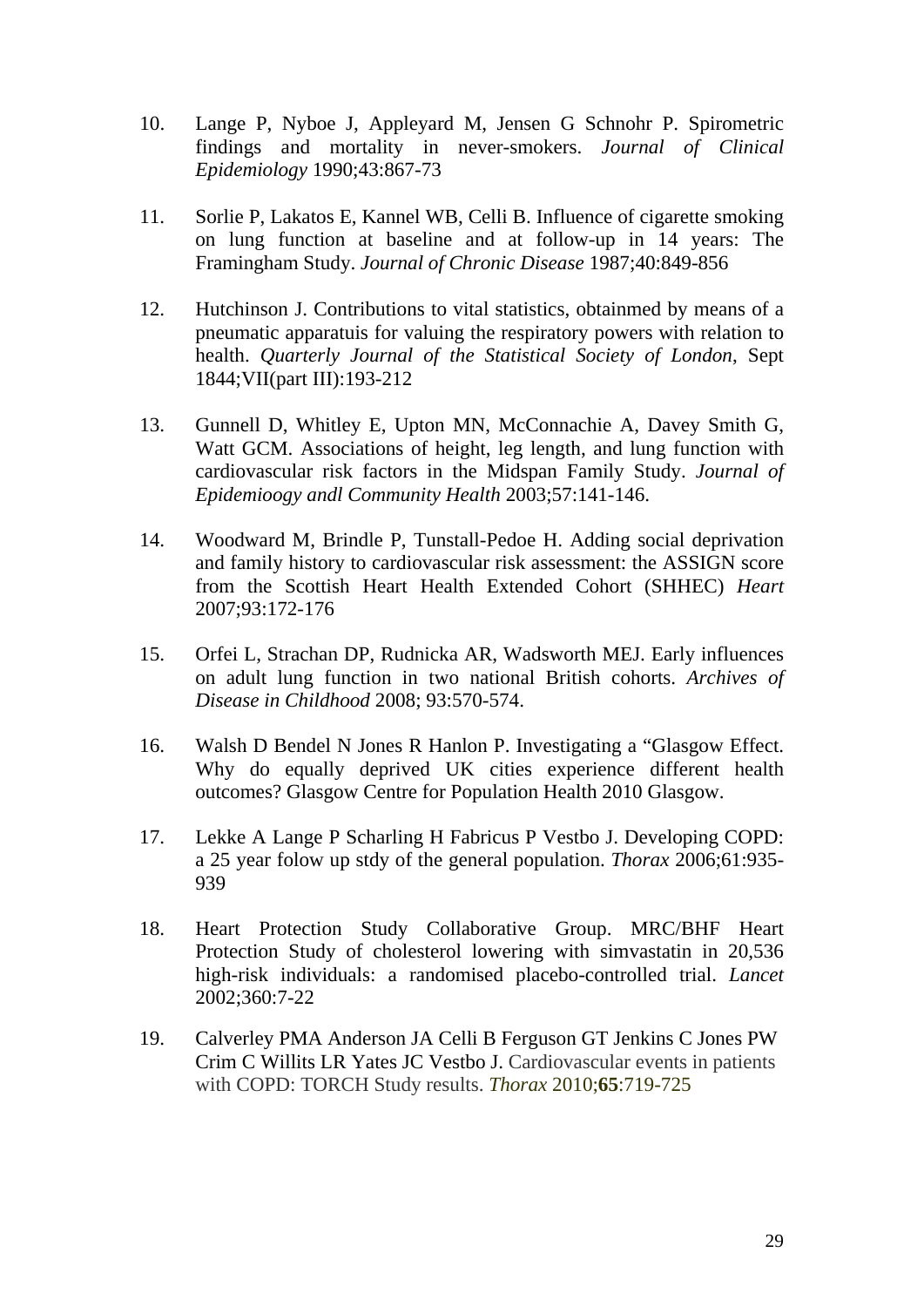10. Lange P, Nyboe J, Appleyard M, Jensen G Schnohr P. Spirometric findings and mortality in never-smokers. *Journal of Clinical Epidemiology* 1990;43:867-73

11. Sorlie P, Lakatos E, Kannel WB, Celli B. Influence of cigarette smoking on lung function at baseline and at follow-up in 14 years: The Framingham Study. *Journal of Chronic Disease* 1987;40:849-856

12. Hutchinson J. Contributions to vital statistics, obtainmed by means of a pneumatic apparatuis for valuing the respiratory powers with relation to health. *Quarterly Journal of the Statistical Society of London*, Sept 1844;VII(part III):193-212

13. Gunnell D, Whitley E, Upton MN, McConnachie A, Davey Smith G, Watt GCM. Associations of height, leg length, and lung function with cardiovascular risk factors in the Midspan Family Study. *Journal of Epidemioogy andl Community Health* 2003;57:141-146.

14. Woodward M, Brindle P, Tunstall-Pedoe H. Adding social deprivation and family history to cardiovascular risk assessment: the ASSIGN score from the Scottish Heart Health Extended Cohort (SHHEC) *Heart* 2007;93:172-176

15. Orfei L, Strachan DP, Rudnicka AR, Wadsworth MEJ. Early influences on adult lung function in two national British cohorts. *Archives of Disease in Childhood* 2008; 93:570-574.

16. Walsh D Bendel N Jones R Hanlon P. Investigating a "Glasgow Effect. Why do equally deprived UK cities experience different health outcomes? Glasgow Centre for Population Health 2010 Glasgow.

17. Lekke A Lange P Scharling H Fabricus P Vestbo J. Developing COPD: a 25 year folow up stdy of the general population. *Thorax* 2006;61:935-939

18. Heart Protection Study Collaborative Group. MRC/BHF Heart Protection Study of cholesterol lowering with simvastatin in 20,536 high-risk individuals: a randomised placebo-controlled trial. *Lancet* 2002;360:7-22

19. Calverley PMA Anderson JA Celli B Ferguson GT Jenkins C Jones PW Crim C Willits LR Yates JC Vestbo J. Cardiovascular events in patients with COPD: TORCH Study results. *Thorax* 2010;**65**:719-725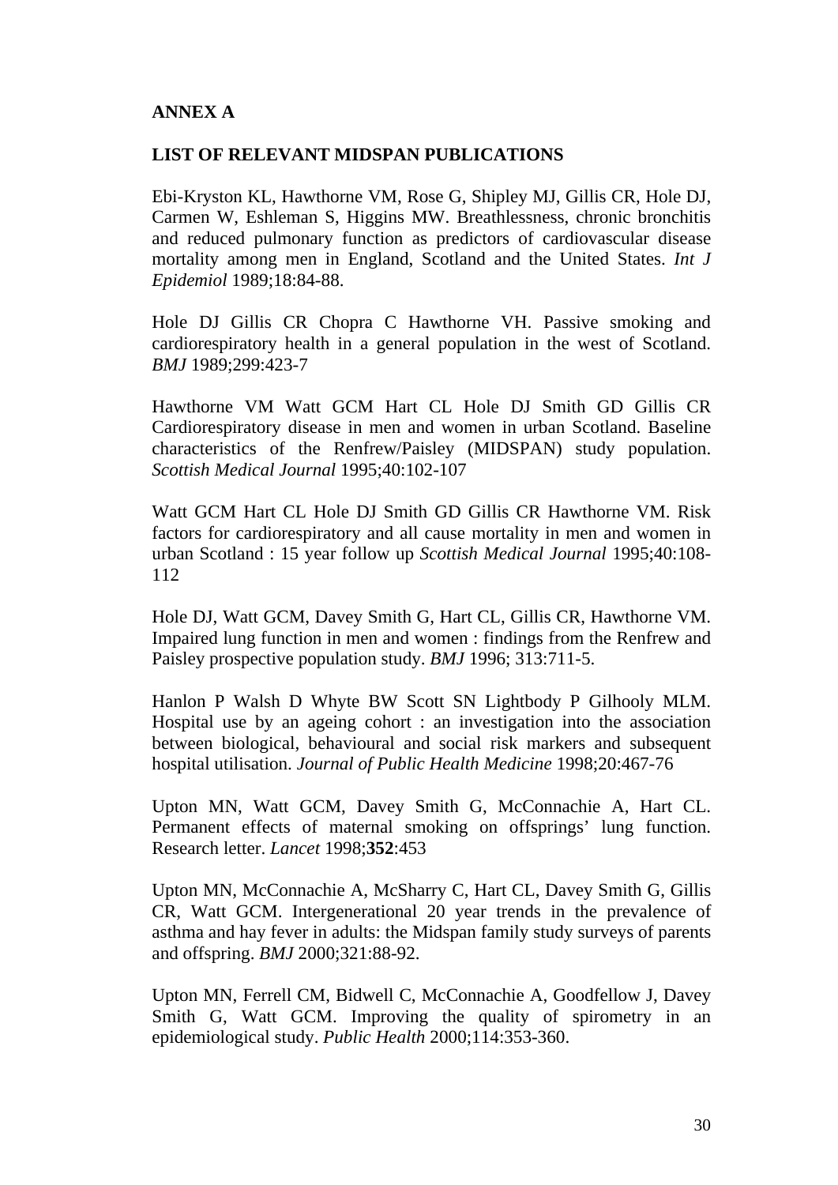## ANNEX A

## LIST OF RELEVANT MIDSPAN PUBLICATIONS

Ebi-Kryston KL, Hawthorne VM, Rose G, Shipley MJ, Gillis CR, Hole DJ, Carmen W, Eshleman S, Higgins MW. Breathlessness, chronic bronchitis and reduced pulmonary function as predictors of cardiovascular disease mortality among men in England, Scotland and the United States. *Int J Epidemiol* 1989;18:84-88.

Hole DJ Gillis CR Chopra C Hawthorne VH. Passive smoking and cardiorespiratory health in a general population in the west of Scotland. *BMJ* 1989;299:423-7

Hawthorne VM Watt GCM Hart CL Hole DJ Smith GD Gillis CR Cardiorespiratory disease in men and women in urban Scotland. Baseline characteristics of the Renfrew/Paisley (MIDSPAN) study population. *Scottish Medical Journal* 1995;40:102-107

Watt GCM Hart CL Hole DJ Smith GD Gillis CR Hawthorne VM. Risk factors for cardiorespiratory and all cause mortality in men and women in urban Scotland : 15 year follow up *Scottish Medical Journal* 1995;40:108-112

Hole DJ, Watt GCM, Davey Smith G, Hart CL, Gillis CR, Hawthorne VM. Impaired lung function in men and women : findings from the Renfrew and Paisley prospective population study. *BMJ* 1996; 313:711-5.

Hanlon P Walsh D Whyte BW Scott SN Lightbody P Gilhooly MLM. Hospital use by an ageing cohort : an investigation into the association between biological, behavioural and social risk markers and subsequent hospital utilisation. *Journal of Public Health Medicine* 1998;20:467-76

Upton MN, Watt GCM, Davey Smith G, McConnachie A, Hart CL. Permanent effects of maternal smoking on offsprings' lung function. Research letter. *Lancet* 1998;**352**:453

Upton MN, McConnachie A, McSharry C, Hart CL, Davey Smith G, Gillis CR, Watt GCM. Intergenerational 20 year trends in the prevalence of asthma and hay fever in adults: the Midspan family study surveys of parents and offspring. *BMJ* 2000;321:88-92.

Upton MN, Ferrell CM, Bidwell C, McConnachie A, Goodfellow J, Davey Smith G, Watt GCM. Improving the quality of spirometry in an epidemiological study. *Public Health* 2000;114:353-360.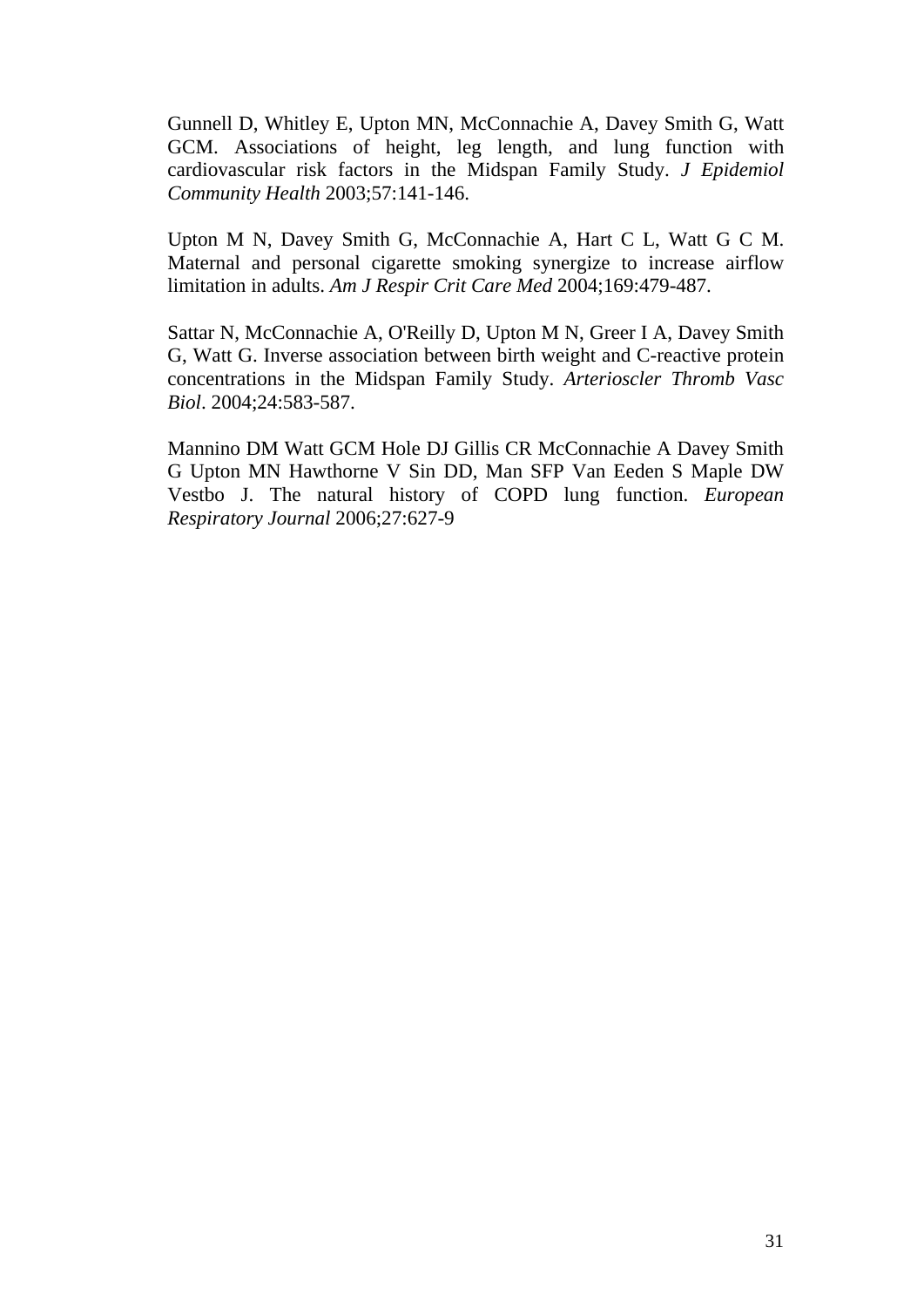Gunnell D, Whitley E, Upton MN, McConnachie A, Davey Smith G, Watt GCM. Associations of height, leg length, and lung function with cardiovascular risk factors in the Midspan Family Study. *J Epidemiol Community Health* 2003;57:141-146.

Upton M N, Davey Smith G, McConnachie A, Hart C L, Watt G C M. Maternal and personal cigarette smoking synergize to increase airflow limitation in adults. *Am J Respir Crit Care Med* 2004;169:479-487.

Sattar N, McConnachie A, O'Reilly D, Upton M N, Greer I A, Davey Smith G, Watt G. Inverse association between birth weight and C-reactive protein concentrations in the Midspan Family Study. *Arterioscler Thromb Vasc Biol*. 2004;24:583-587.

Mannino DM Watt GCM Hole DJ Gillis CR McConnachie A Davey Smith G Upton MN Hawthorne V Sin DD, Man SFP Van Eeden S Maple DW Vestbo J. The natural history of COPD lung function. *European Respiratory Journal* 2006;27:627-9